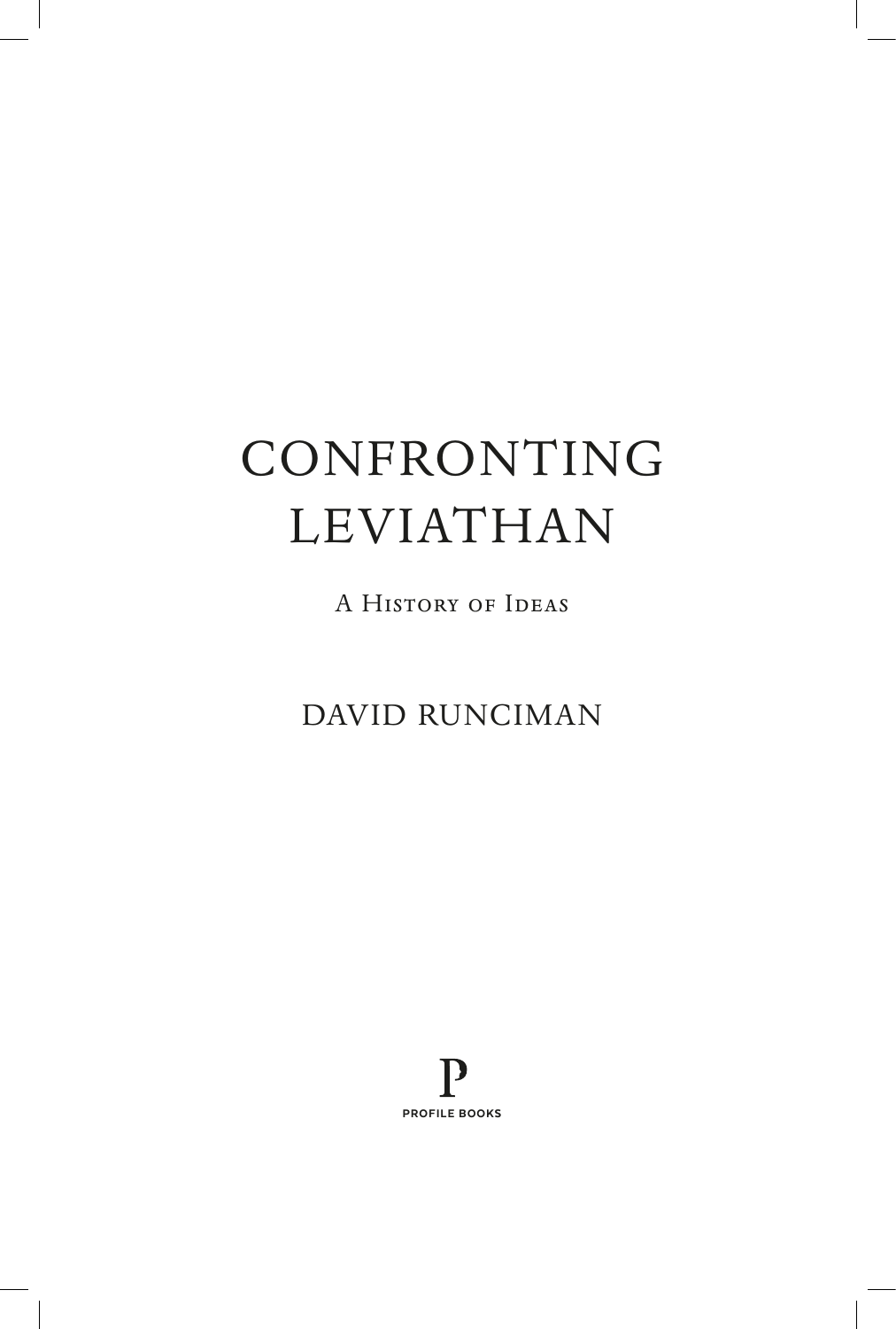# CONFRONTING LEVIATHAN

A History of Ideas

DAVID RUNCIMAN

PROFILE BOOKS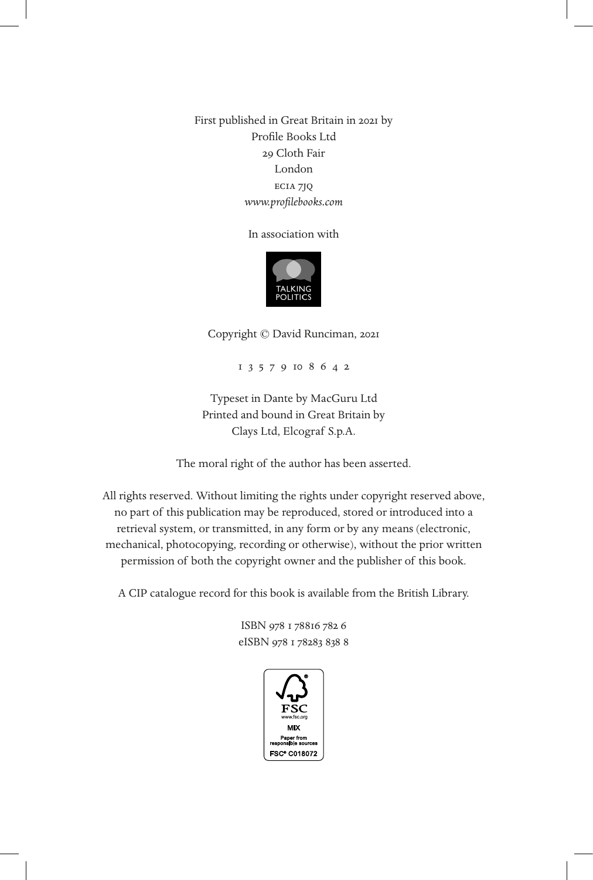First published in Great Britain in 2021 by
Profile Books Ltd
29 Cloth Fair
London
EC1A 7JQ
*www.profilebooks.com*

In association with

TALKING
POLITICS

Copyright © David Runciman, 2021

1 3 5 7 9 10 8 6 4 2

Typeset in Dante by MacGuru Ltd
Printed and bound in Great Britain by
Clays Ltd, Elcograf S.p.A.

The moral right of the author has been asserted.

All rights reserved. Without limiting the rights under copyright reserved above, no part of this publication may be reproduced, stored or introduced into a retrieval system, or transmitted, in any form or by any means (electronic, mechanical, photocopying, recording or otherwise), without the prior written permission of both the copyright owner and the publisher of this book.

A CIP catalogue record for this book is available from the British Library.

ISBN 978 1 78816 782 6
eISBN 978 1 78283 838 8

FSC
www.fsc.org
MIX
Paper from responsible sources
FSC® C018072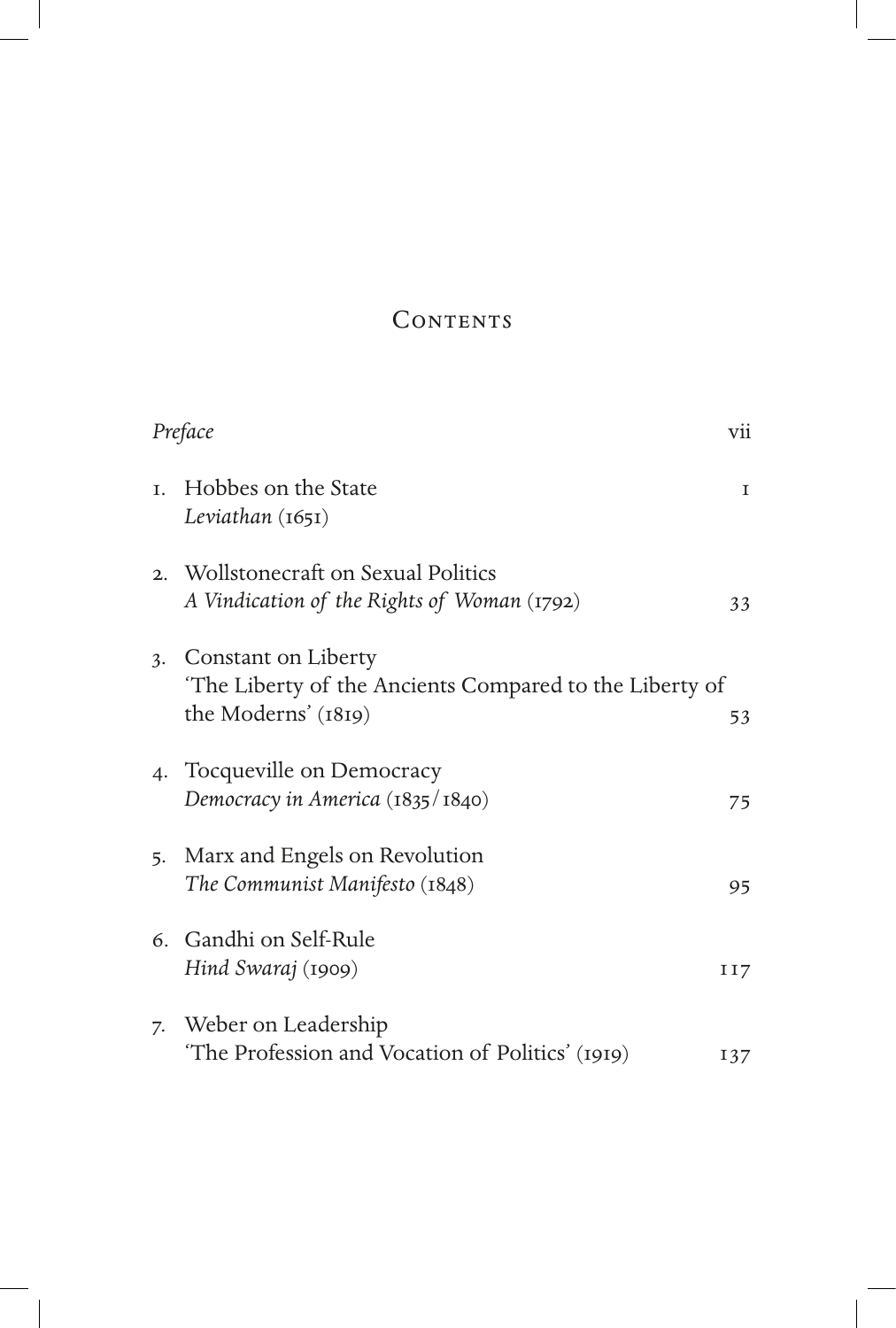# Contents

| | | |
|---|---|---|
| | *Preface* | vii |
| 1. | Hobbes on the State<br>*Leviathan* (1651) | 1 |
| 2. | Wollstonecraft on Sexual Politics<br>*A Vindication of the Rights of Woman* (1792) | 33 |
| 3. | Constant on Liberty<br>'The Liberty of the Ancients Compared to the Liberty of the Moderns' (1819) | 53 |
| 4. | Tocqueville on Democracy<br>*Democracy in America* (1835/1840) | 75 |
| 5. | Marx and Engels on Revolution<br>*The Communist Manifesto* (1848) | 95 |
| 6. | Gandhi on Self-Rule<br>*Hind Swaraj* (1909) | 117 |
| 7. | Weber on Leadership<br>'The Profession and Vocation of Politics' (1919) | 137 |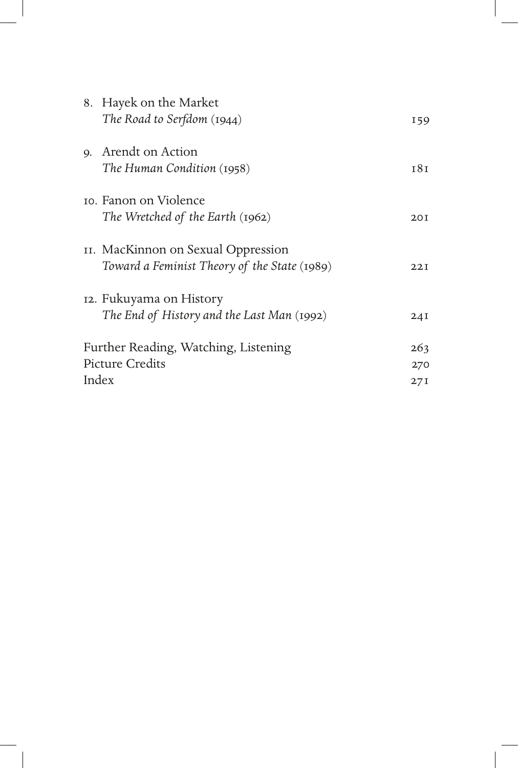8. Hayek on the Market
   *The Road to Serfdom* (1944) — 159

9. Arendt on Action
   *The Human Condition* (1958) — 181

10. Fanon on Violence
    *The Wretched of the Earth* (1962) — 201

11. MacKinnon on Sexual Oppression
    *Toward a Feminist Theory of the State* (1989) — 221

12. Fukuyama on History
    *The End of History and the Last Man* (1992) — 241

Further Reading, Watching, Listening — 263

Picture Credits — 270

Index — 271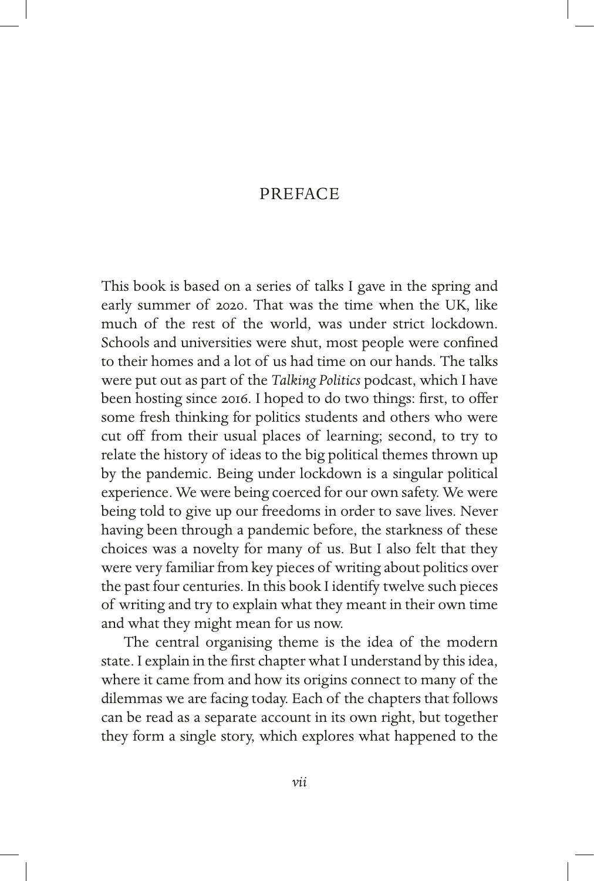# PREFACE

This book is based on a series of talks I gave in the spring and early summer of 2020. That was the time when the UK, like much of the rest of the world, was under strict lockdown. Schools and universities were shut, most people were confined to their homes and a lot of us had time on our hands. The talks were put out as part of the *Talking Politics* podcast, which I have been hosting since 2016. I hoped to do two things: first, to offer some fresh thinking for politics students and others who were cut off from their usual places of learning; second, to try to relate the history of ideas to the big political themes thrown up by the pandemic. Being under lockdown is a singular political experience. We were being coerced for our own safety. We were being told to give up our freedoms in order to save lives. Never having been through a pandemic before, the starkness of these choices was a novelty for many of us. But I also felt that they were very familiar from key pieces of writing about politics over the past four centuries. In this book I identify twelve such pieces of writing and try to explain what they meant in their own time and what they might mean for us now.

The central organising theme is the idea of the modern state. I explain in the first chapter what I understand by this idea, where it came from and how its origins connect to many of the dilemmas we are facing today. Each of the chapters that follows can be read as a separate account in its own right, but together they form a single story, which explores what happened to the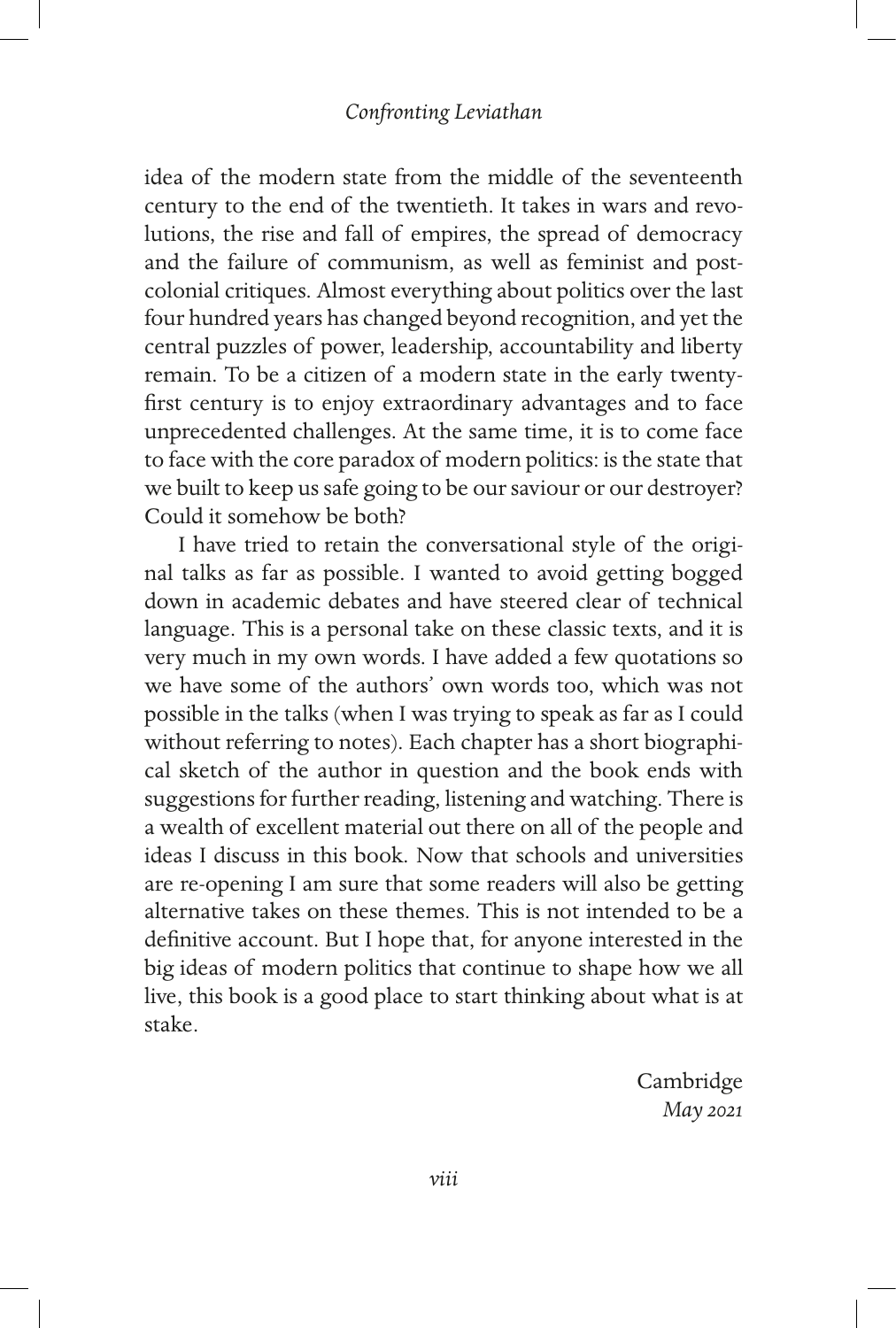idea of the modern state from the middle of the seventeenth century to the end of the twentieth. It takes in wars and revolutions, the rise and fall of empires, the spread of democracy and the failure of communism, as well as feminist and postcolonial critiques. Almost everything about politics over the last four hundred years has changed beyond recognition, and yet the central puzzles of power, leadership, accountability and liberty remain. To be a citizen of a modern state in the early twenty-first century is to enjoy extraordinary advantages and to face unprecedented challenges. At the same time, it is to come face to face with the core paradox of modern politics: is the state that we built to keep us safe going to be our saviour or our destroyer? Could it somehow be both?

I have tried to retain the conversational style of the original talks as far as possible. I wanted to avoid getting bogged down in academic debates and have steered clear of technical language. This is a personal take on these classic texts, and it is very much in my own words. I have added a few quotations so we have some of the authors' own words too, which was not possible in the talks (when I was trying to speak as far as I could without referring to notes). Each chapter has a short biographical sketch of the author in question and the book ends with suggestions for further reading, listening and watching. There is a wealth of excellent material out there on all of the people and ideas I discuss in this book. Now that schools and universities are re-opening I am sure that some readers will also be getting alternative takes on these themes. This is not intended to be a definitive account. But I hope that, for anyone interested in the big ideas of modern politics that continue to shape how we all live, this book is a good place to start thinking about what is at stake.

Cambridge
*May 2021*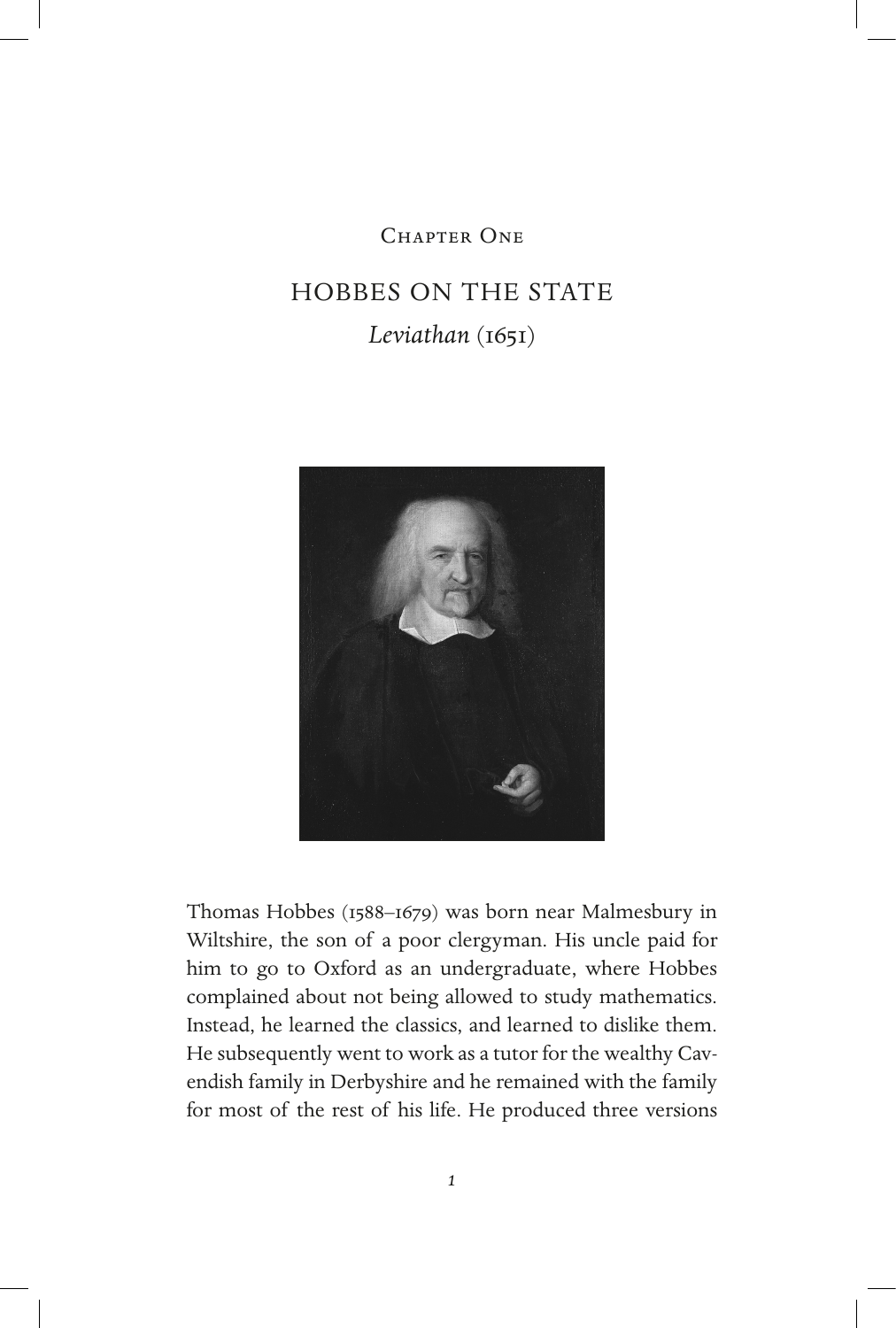Chapter One

# HOBBES ON THE STATE

## *Leviathan* (1651)

Thomas Hobbes (1588–1679) was born near Malmesbury in Wiltshire, the son of a poor clergyman. His uncle paid for him to go to Oxford as an undergraduate, where Hobbes complained about not being allowed to study mathematics. Instead, he learned the classics, and learned to dislike them. He subsequently went to work as a tutor for the wealthy Cavendish family in Derbyshire and he remained with the family for most of the rest of his life. He produced three versions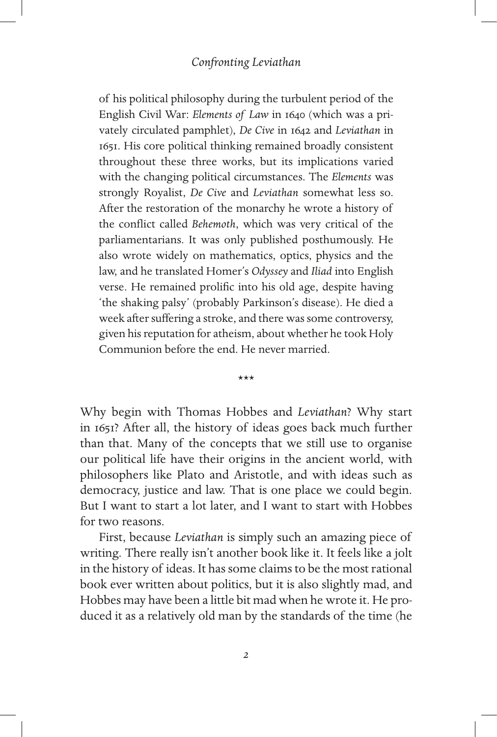of his political philosophy during the turbulent period of the English Civil War: *Elements of Law* in 1640 (which was a privately circulated pamphlet), *De Cive* in 1642 and *Leviathan* in 1651. His core political thinking remained broadly consistent throughout these three works, but its implications varied with the changing political circumstances. The *Elements* was strongly Royalist, *De Cive* and *Leviathan* somewhat less so. After the restoration of the monarchy he wrote a history of the conflict called *Behemoth*, which was very critical of the parliamentarians. It was only published posthumously. He also wrote widely on mathematics, optics, physics and the law, and he translated Homer's *Odyssey* and *Iliad* into English verse. He remained prolific into his old age, despite having 'the shaking palsy' (probably Parkinson's disease). He died a week after suffering a stroke, and there was some controversy, given his reputation for atheism, about whether he took Holy Communion before the end. He never married.

\*\*\*

Why begin with Thomas Hobbes and *Leviathan*? Why start in 1651? After all, the history of ideas goes back much further than that. Many of the concepts that we still use to organise our political life have their origins in the ancient world, with philosophers like Plato and Aristotle, and with ideas such as democracy, justice and law. That is one place we could begin. But I want to start a lot later, and I want to start with Hobbes for two reasons.

First, because *Leviathan* is simply such an amazing piece of writing. There really isn't another book like it. It feels like a jolt in the history of ideas. It has some claims to be the most rational book ever written about politics, but it is also slightly mad, and Hobbes may have been a little bit mad when he wrote it. He produced it as a relatively old man by the standards of the time (he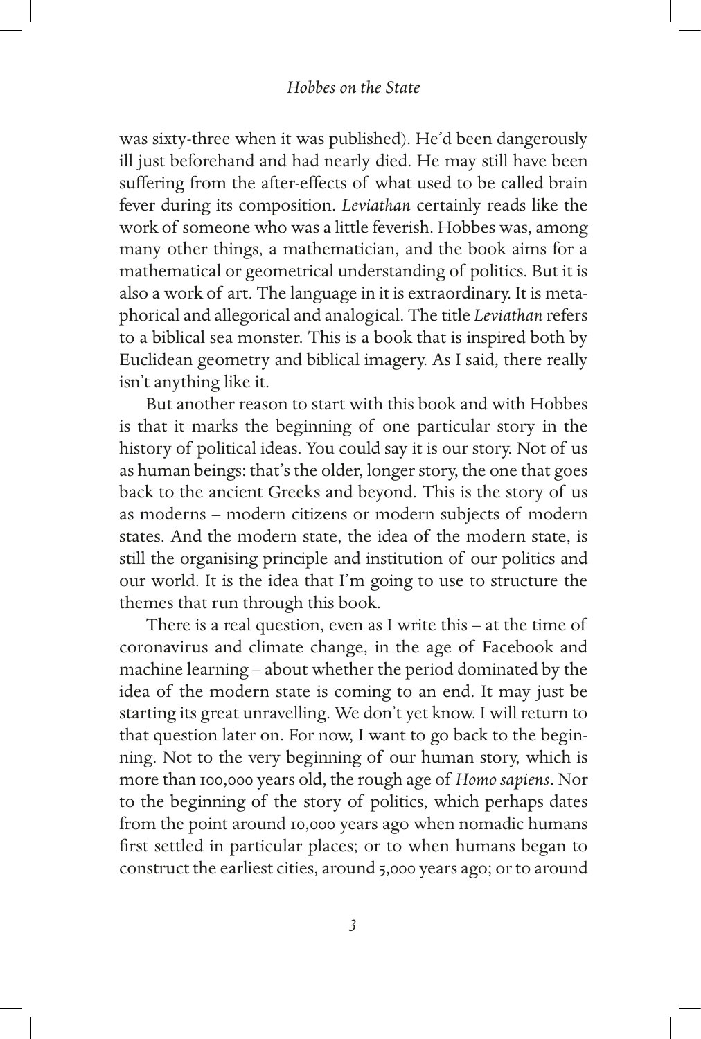was sixty-three when it was published). He'd been dangerously ill just beforehand and had nearly died. He may still have been suffering from the after-effects of what used to be called brain fever during its composition. *Leviathan* certainly reads like the work of someone who was a little feverish. Hobbes was, among many other things, a mathematician, and the book aims for a mathematical or geometrical understanding of politics. But it is also a work of art. The language in it is extraordinary. It is metaphorical and allegorical and analogical. The title *Leviathan* refers to a biblical sea monster. This is a book that is inspired both by Euclidean geometry and biblical imagery. As I said, there really isn't anything like it.

But another reason to start with this book and with Hobbes is that it marks the beginning of one particular story in the history of political ideas. You could say it is our story. Not of us as human beings: that's the older, longer story, the one that goes back to the ancient Greeks and beyond. This is the story of us as moderns – modern citizens or modern subjects of modern states. And the modern state, the idea of the modern state, is still the organising principle and institution of our politics and our world. It is the idea that I'm going to use to structure the themes that run through this book.

There is a real question, even as I write this – at the time of coronavirus and climate change, in the age of Facebook and machine learning – about whether the period dominated by the idea of the modern state is coming to an end. It may just be starting its great unravelling. We don't yet know. I will return to that question later on. For now, I want to go back to the beginning. Not to the very beginning of our human story, which is more than 100,000 years old, the rough age of *Homo sapiens*. Nor to the beginning of the story of politics, which perhaps dates from the point around 10,000 years ago when nomadic humans first settled in particular places; or to when humans began to construct the earliest cities, around 5,000 years ago; or to around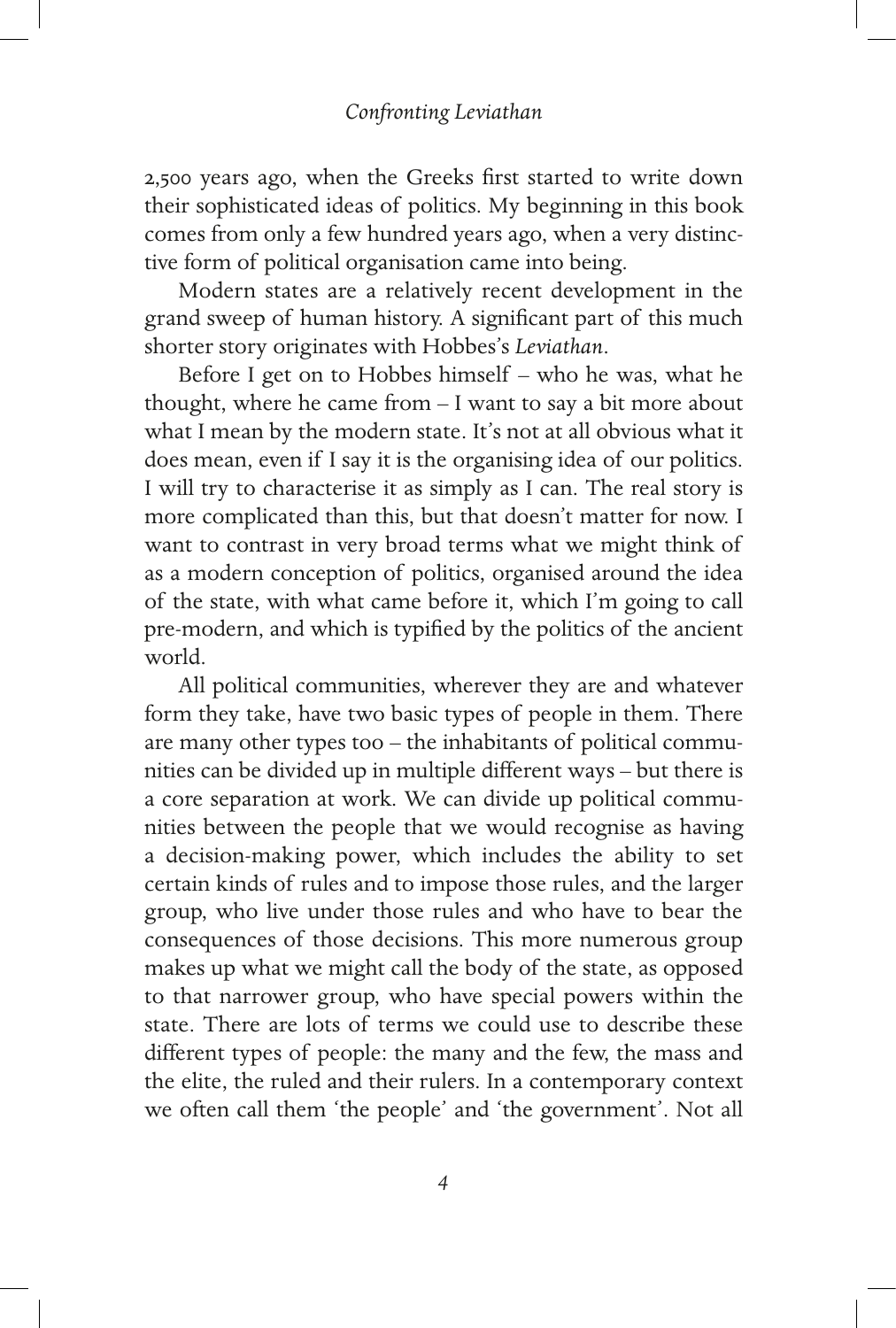2,500 years ago, when the Greeks first started to write down their sophisticated ideas of politics. My beginning in this book comes from only a few hundred years ago, when a very distinctive form of political organisation came into being.

Modern states are a relatively recent development in the grand sweep of human history. A significant part of this much shorter story originates with Hobbes's *Leviathan*.

Before I get on to Hobbes himself – who he was, what he thought, where he came from – I want to say a bit more about what I mean by the modern state. It's not at all obvious what it does mean, even if I say it is the organising idea of our politics. I will try to characterise it as simply as I can. The real story is more complicated than this, but that doesn't matter for now. I want to contrast in very broad terms what we might think of as a modern conception of politics, organised around the idea of the state, with what came before it, which I'm going to call pre-modern, and which is typified by the politics of the ancient world.

All political communities, wherever they are and whatever form they take, have two basic types of people in them. There are many other types too – the inhabitants of political communities can be divided up in multiple different ways – but there is a core separation at work. We can divide up political communities between the people that we would recognise as having a decision-making power, which includes the ability to set certain kinds of rules and to impose those rules, and the larger group, who live under those rules and who have to bear the consequences of those decisions. This more numerous group makes up what we might call the body of the state, as opposed to that narrower group, who have special powers within the state. There are lots of terms we could use to describe these different types of people: the many and the few, the mass and the elite, the ruled and their rulers. In a contemporary context we often call them 'the people' and 'the government'. Not all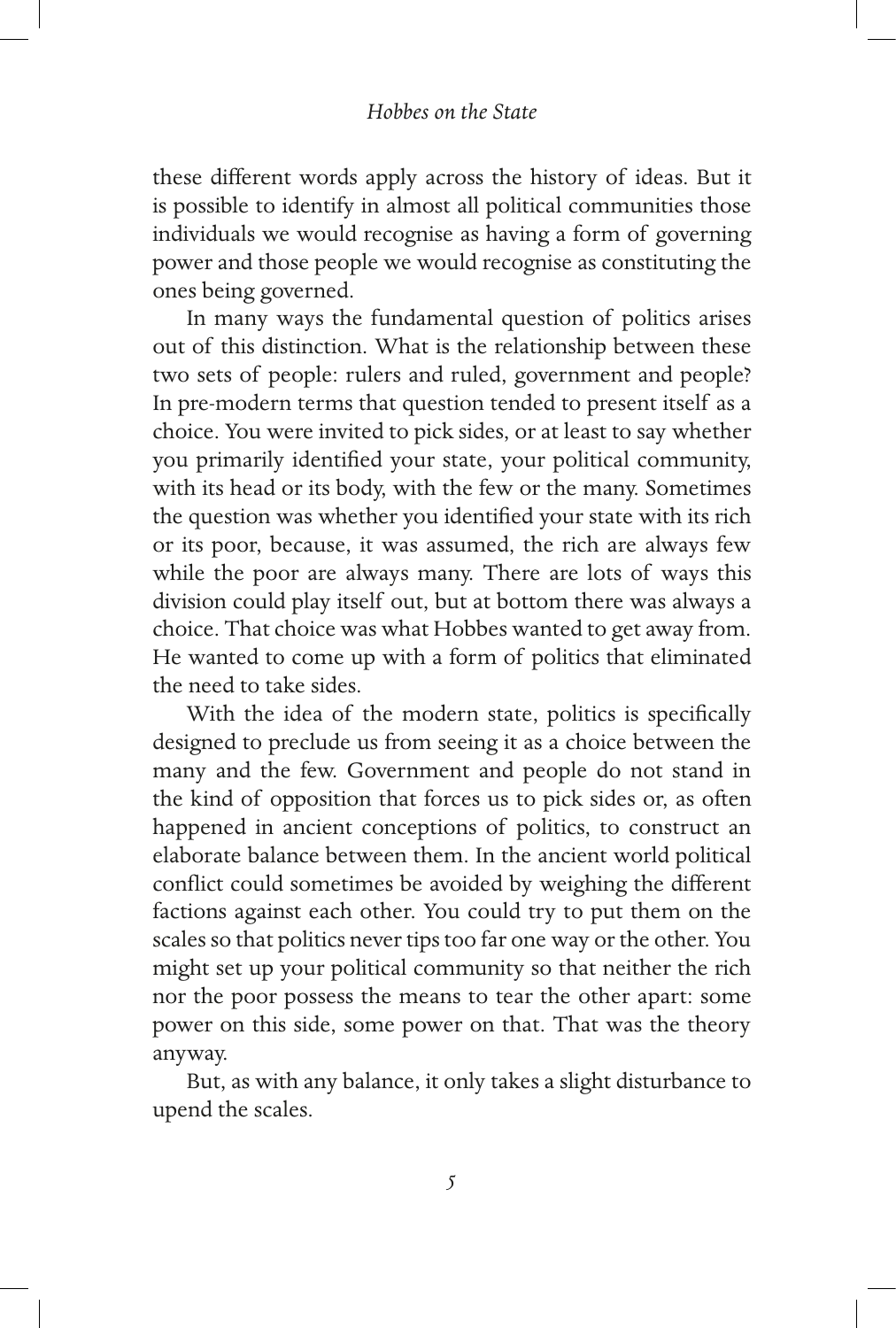these different words apply across the history of ideas. But it is possible to identify in almost all political communities those individuals we would recognise as having a form of governing power and those people we would recognise as constituting the ones being governed.

In many ways the fundamental question of politics arises out of this distinction. What is the relationship between these two sets of people: rulers and ruled, government and people? In pre-modern terms that question tended to present itself as a choice. You were invited to pick sides, or at least to say whether you primarily identified your state, your political community, with its head or its body, with the few or the many. Sometimes the question was whether you identified your state with its rich or its poor, because, it was assumed, the rich are always few while the poor are always many. There are lots of ways this division could play itself out, but at bottom there was always a choice. That choice was what Hobbes wanted to get away from. He wanted to come up with a form of politics that eliminated the need to take sides.

With the idea of the modern state, politics is specifically designed to preclude us from seeing it as a choice between the many and the few. Government and people do not stand in the kind of opposition that forces us to pick sides or, as often happened in ancient conceptions of politics, to construct an elaborate balance between them. In the ancient world political conflict could sometimes be avoided by weighing the different factions against each other. You could try to put them on the scales so that politics never tips too far one way or the other. You might set up your political community so that neither the rich nor the poor possess the means to tear the other apart: some power on this side, some power on that. That was the theory anyway.

But, as with any balance, it only takes a slight disturbance to upend the scales.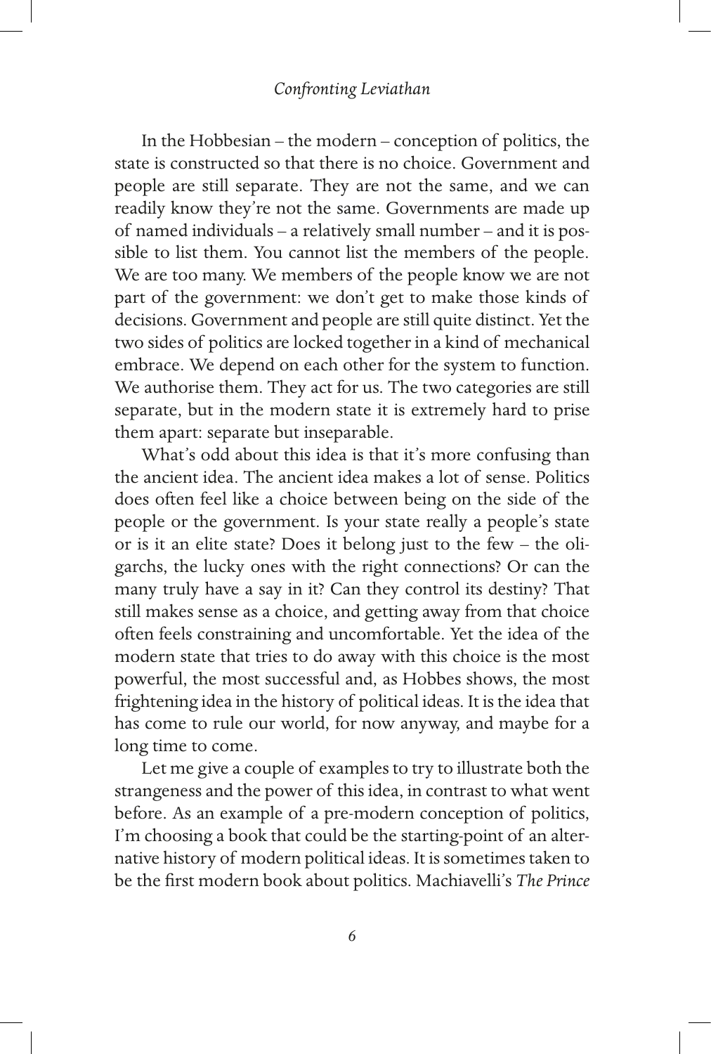In the Hobbesian – the modern – conception of politics, the state is constructed so that there is no choice. Government and people are still separate. They are not the same, and we can readily know they're not the same. Governments are made up of named individuals – a relatively small number – and it is possible to list them. You cannot list the members of the people. We are too many. We members of the people know we are not part of the government: we don't get to make those kinds of decisions. Government and people are still quite distinct. Yet the two sides of politics are locked together in a kind of mechanical embrace. We depend on each other for the system to function. We authorise them. They act for us. The two categories are still separate, but in the modern state it is extremely hard to prise them apart: separate but inseparable.

What's odd about this idea is that it's more confusing than the ancient idea. The ancient idea makes a lot of sense. Politics does often feel like a choice between being on the side of the people or the government. Is your state really a people's state or is it an elite state? Does it belong just to the few – the oligarchs, the lucky ones with the right connections? Or can the many truly have a say in it? Can they control its destiny? That still makes sense as a choice, and getting away from that choice often feels constraining and uncomfortable. Yet the idea of the modern state that tries to do away with this choice is the most powerful, the most successful and, as Hobbes shows, the most frightening idea in the history of political ideas. It is the idea that has come to rule our world, for now anyway, and maybe for a long time to come.

Let me give a couple of examples to try to illustrate both the strangeness and the power of this idea, in contrast to what went before. As an example of a pre-modern conception of politics, I'm choosing a book that could be the starting-point of an alternative history of modern political ideas. It is sometimes taken to be the first modern book about politics. Machiavelli's *The Prince*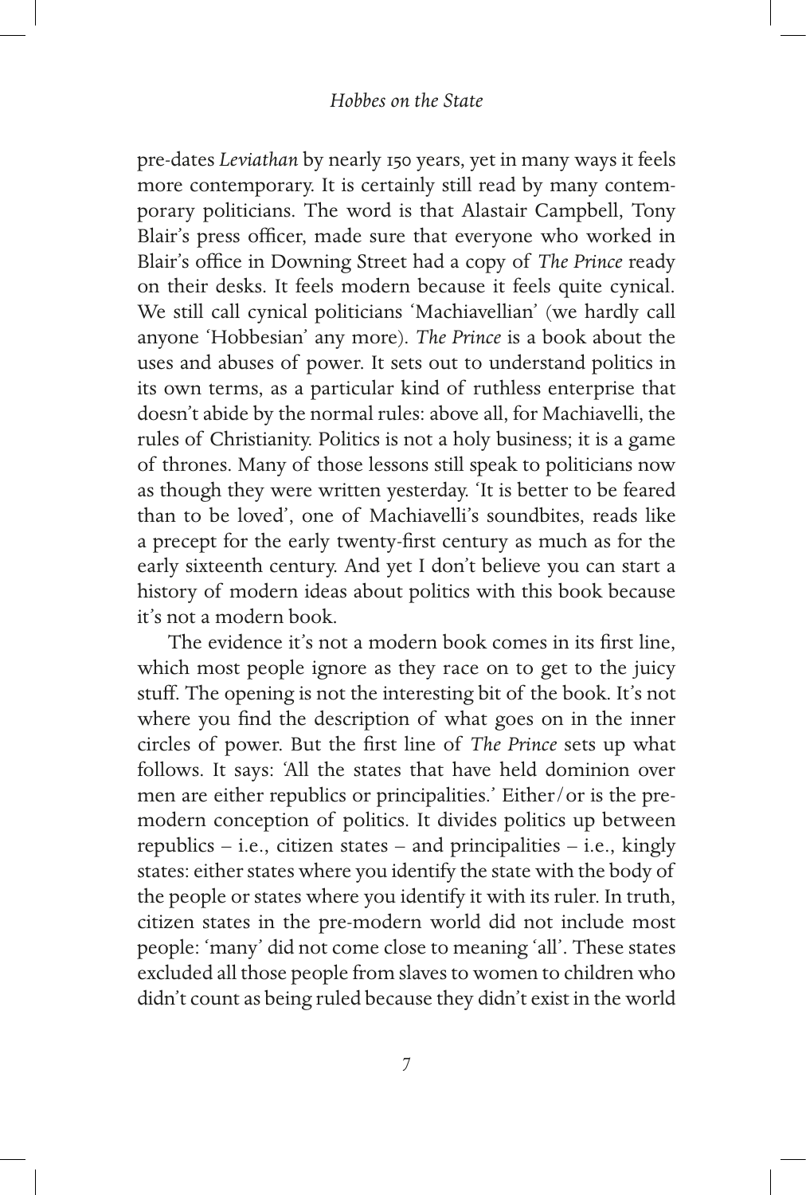pre-dates *Leviathan* by nearly 150 years, yet in many ways it feels more contemporary. It is certainly still read by many contemporary politicians. The word is that Alastair Campbell, Tony Blair's press officer, made sure that everyone who worked in Blair's office in Downing Street had a copy of *The Prince* ready on their desks. It feels modern because it feels quite cynical. We still call cynical politicians 'Machiavellian' (we hardly call anyone 'Hobbesian' any more). *The Prince* is a book about the uses and abuses of power. It sets out to understand politics in its own terms, as a particular kind of ruthless enterprise that doesn't abide by the normal rules: above all, for Machiavelli, the rules of Christianity. Politics is not a holy business; it is a game of thrones. Many of those lessons still speak to politicians now as though they were written yesterday. 'It is better to be feared than to be loved', one of Machiavelli's soundbites, reads like a precept for the early twenty-first century as much as for the early sixteenth century. And yet I don't believe you can start a history of modern ideas about politics with this book because it's not a modern book.

The evidence it's not a modern book comes in its first line, which most people ignore as they race on to get to the juicy stuff. The opening is not the interesting bit of the book. It's not where you find the description of what goes on in the inner circles of power. But the first line of *The Prince* sets up what follows. It says: 'All the states that have held dominion over men are either republics or principalities.' Either/or is the pre-modern conception of politics. It divides politics up between republics – i.e., citizen states – and principalities – i.e., kingly states: either states where you identify the state with the body of the people or states where you identify it with its ruler. In truth, citizen states in the pre-modern world did not include most people: 'many' did not come close to meaning 'all'. These states excluded all those people from slaves to women to children who didn't count as being ruled because they didn't exist in the world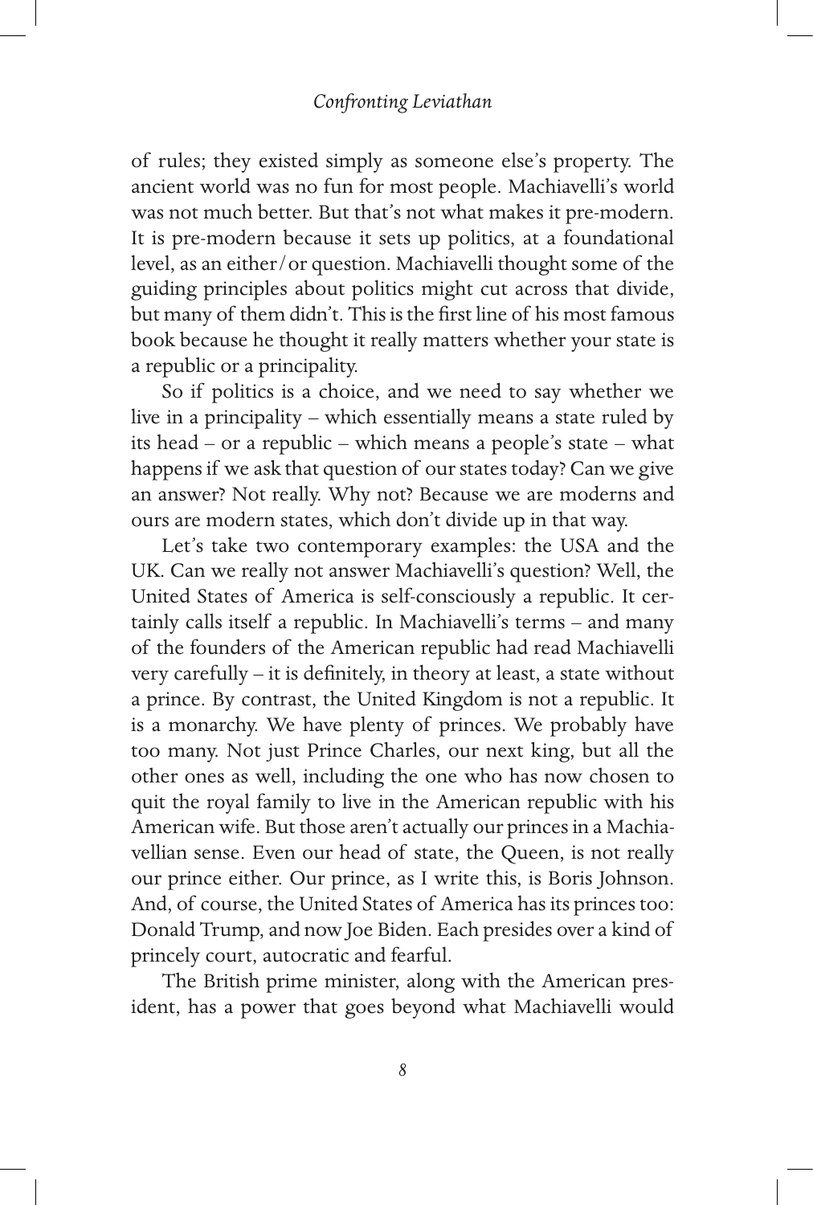of rules; they existed simply as someone else's property. The ancient world was no fun for most people. Machiavelli's world was not much better. But that's not what makes it pre-modern. It is pre-modern because it sets up politics, at a foundational level, as an either/or question. Machiavelli thought some of the guiding principles about politics might cut across that divide, but many of them didn't. This is the first line of his most famous book because he thought it really matters whether your state is a republic or a principality.

So if politics is a choice, and we need to say whether we live in a principality – which essentially means a state ruled by its head – or a republic – which means a people's state – what happens if we ask that question of our states today? Can we give an answer? Not really. Why not? Because we are moderns and ours are modern states, which don't divide up in that way.

Let's take two contemporary examples: the USA and the UK. Can we really not answer Machiavelli's question? Well, the United States of America is self-consciously a republic. It certainly calls itself a republic. In Machiavelli's terms – and many of the founders of the American republic had read Machiavelli very carefully – it is definitely, in theory at least, a state without a prince. By contrast, the United Kingdom is not a republic. It is a monarchy. We have plenty of princes. We probably have too many. Not just Prince Charles, our next king, but all the other ones as well, including the one who has now chosen to quit the royal family to live in the American republic with his American wife. But those aren't actually our princes in a Machiavellian sense. Even our head of state, the Queen, is not really our prince either. Our prince, as I write this, is Boris Johnson. And, of course, the United States of America has its princes too: Donald Trump, and now Joe Biden. Each presides over a kind of princely court, autocratic and fearful.

The British prime minister, along with the American president, has a power that goes beyond what Machiavelli would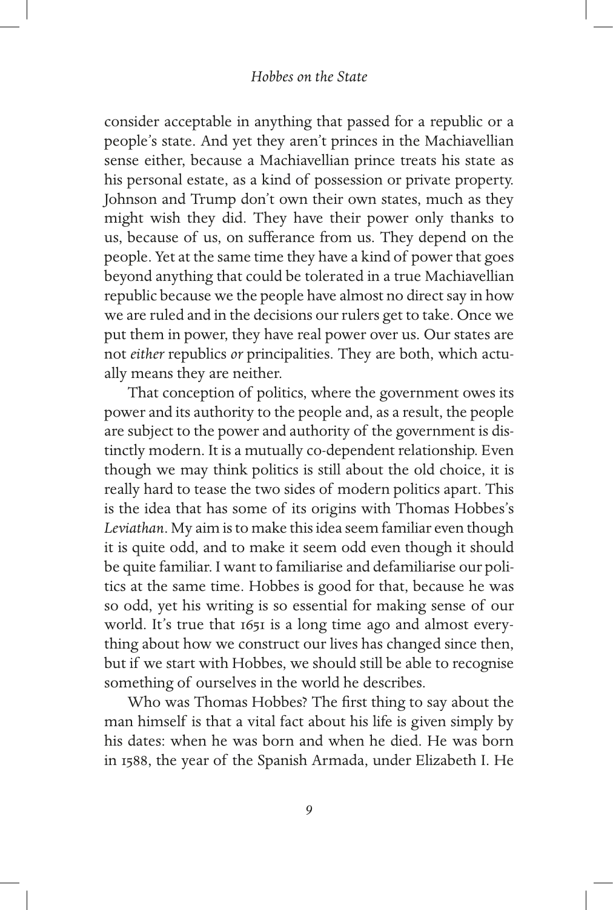consider acceptable in anything that passed for a republic or a people's state. And yet they aren't princes in the Machiavellian sense either, because a Machiavellian prince treats his state as his personal estate, as a kind of possession or private property. Johnson and Trump don't own their own states, much as they might wish they did. They have their power only thanks to us, because of us, on sufferance from us. They depend on the people. Yet at the same time they have a kind of power that goes beyond anything that could be tolerated in a true Machiavellian republic because we the people have almost no direct say in how we are ruled and in the decisions our rulers get to take. Once we put them in power, they have real power over us. Our states are not *either* republics *or* principalities. They are both, which actually means they are neither.

That conception of politics, where the government owes its power and its authority to the people and, as a result, the people are subject to the power and authority of the government is distinctly modern. It is a mutually co-dependent relationship. Even though we may think politics is still about the old choice, it is really hard to tease the two sides of modern politics apart. This is the idea that has some of its origins with Thomas Hobbes's *Leviathan*. My aim is to make this idea seem familiar even though it is quite odd, and to make it seem odd even though it should be quite familiar. I want to familiarise and defamiliarise our politics at the same time. Hobbes is good for that, because he was so odd, yet his writing is so essential for making sense of our world. It's true that 1651 is a long time ago and almost everything about how we construct our lives has changed since then, but if we start with Hobbes, we should still be able to recognise something of ourselves in the world he describes.

Who was Thomas Hobbes? The first thing to say about the man himself is that a vital fact about his life is given simply by his dates: when he was born and when he died. He was born in 1588, the year of the Spanish Armada, under Elizabeth I. He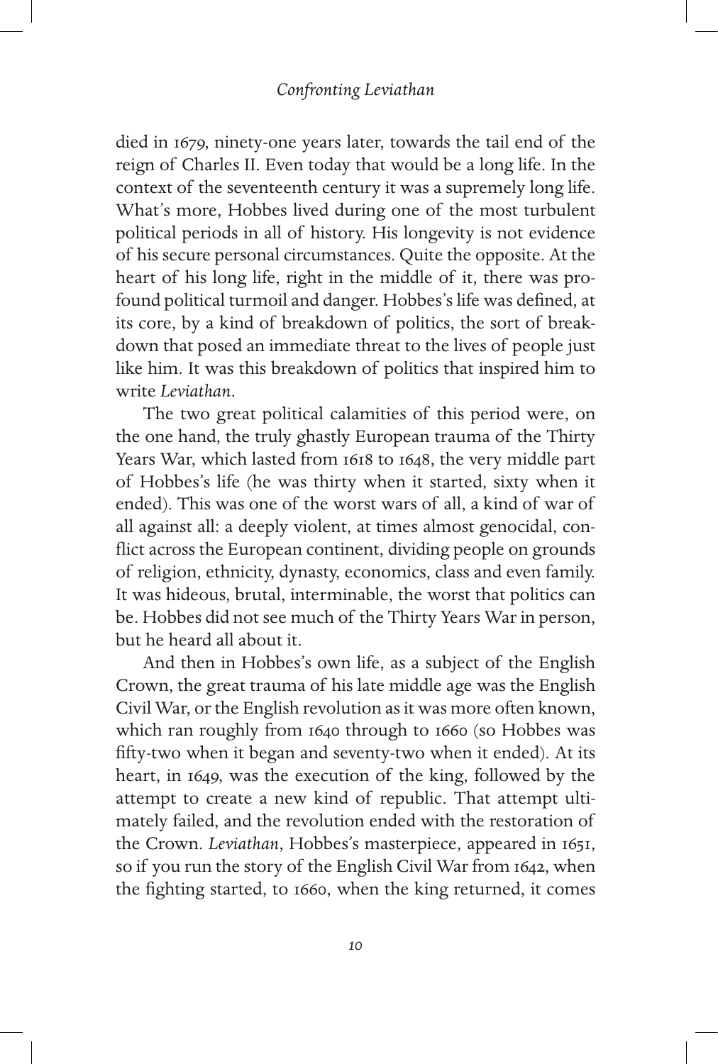died in 1679, ninety-one years later, towards the tail end of the reign of Charles II. Even today that would be a long life. In the context of the seventeenth century it was a supremely long life. What's more, Hobbes lived during one of the most turbulent political periods in all of history. His longevity is not evidence of his secure personal circumstances. Quite the opposite. At the heart of his long life, right in the middle of it, there was profound political turmoil and danger. Hobbes's life was defined, at its core, by a kind of breakdown of politics, the sort of breakdown that posed an immediate threat to the lives of people just like him. It was this breakdown of politics that inspired him to write *Leviathan*.

The two great political calamities of this period were, on the one hand, the truly ghastly European trauma of the Thirty Years War, which lasted from 1618 to 1648, the very middle part of Hobbes's life (he was thirty when it started, sixty when it ended). This was one of the worst wars of all, a kind of war of all against all: a deeply violent, at times almost genocidal, conflict across the European continent, dividing people on grounds of religion, ethnicity, dynasty, economics, class and even family. It was hideous, brutal, interminable, the worst that politics can be. Hobbes did not see much of the Thirty Years War in person, but he heard all about it.

And then in Hobbes's own life, as a subject of the English Crown, the great trauma of his late middle age was the English Civil War, or the English revolution as it was more often known, which ran roughly from 1640 through to 1660 (so Hobbes was fifty-two when it began and seventy-two when it ended). At its heart, in 1649, was the execution of the king, followed by the attempt to create a new kind of republic. That attempt ultimately failed, and the revolution ended with the restoration of the Crown. *Leviathan*, Hobbes's masterpiece, appeared in 1651, so if you run the story of the English Civil War from 1642, when the fighting started, to 1660, when the king returned, it comes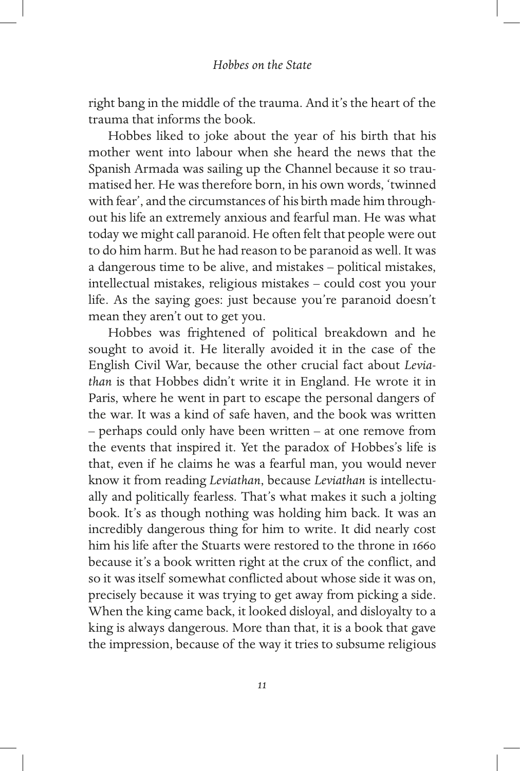right bang in the middle of the trauma. And it's the heart of the trauma that informs the book.

Hobbes liked to joke about the year of his birth that his mother went into labour when she heard the news that the Spanish Armada was sailing up the Channel because it so traumatised her. He was therefore born, in his own words, 'twinned with fear', and the circumstances of his birth made him throughout his life an extremely anxious and fearful man. He was what today we might call paranoid. He often felt that people were out to do him harm. But he had reason to be paranoid as well. It was a dangerous time to be alive, and mistakes – political mistakes, intellectual mistakes, religious mistakes – could cost you your life. As the saying goes: just because you're paranoid doesn't mean they aren't out to get you.

Hobbes was frightened of political breakdown and he sought to avoid it. He literally avoided it in the case of the English Civil War, because the other crucial fact about *Leviathan* is that Hobbes didn't write it in England. He wrote it in Paris, where he went in part to escape the personal dangers of the war. It was a kind of safe haven, and the book was written – perhaps could only have been written – at one remove from the events that inspired it. Yet the paradox of Hobbes's life is that, even if he claims he was a fearful man, you would never know it from reading *Leviathan*, because *Leviathan* is intellectually and politically fearless. That's what makes it such a jolting book. It's as though nothing was holding him back. It was an incredibly dangerous thing for him to write. It did nearly cost him his life after the Stuarts were restored to the throne in 1660 because it's a book written right at the crux of the conflict, and so it was itself somewhat conflicted about whose side it was on, precisely because it was trying to get away from picking a side. When the king came back, it looked disloyal, and disloyalty to a king is always dangerous. More than that, it is a book that gave the impression, because of the way it tries to subsume religious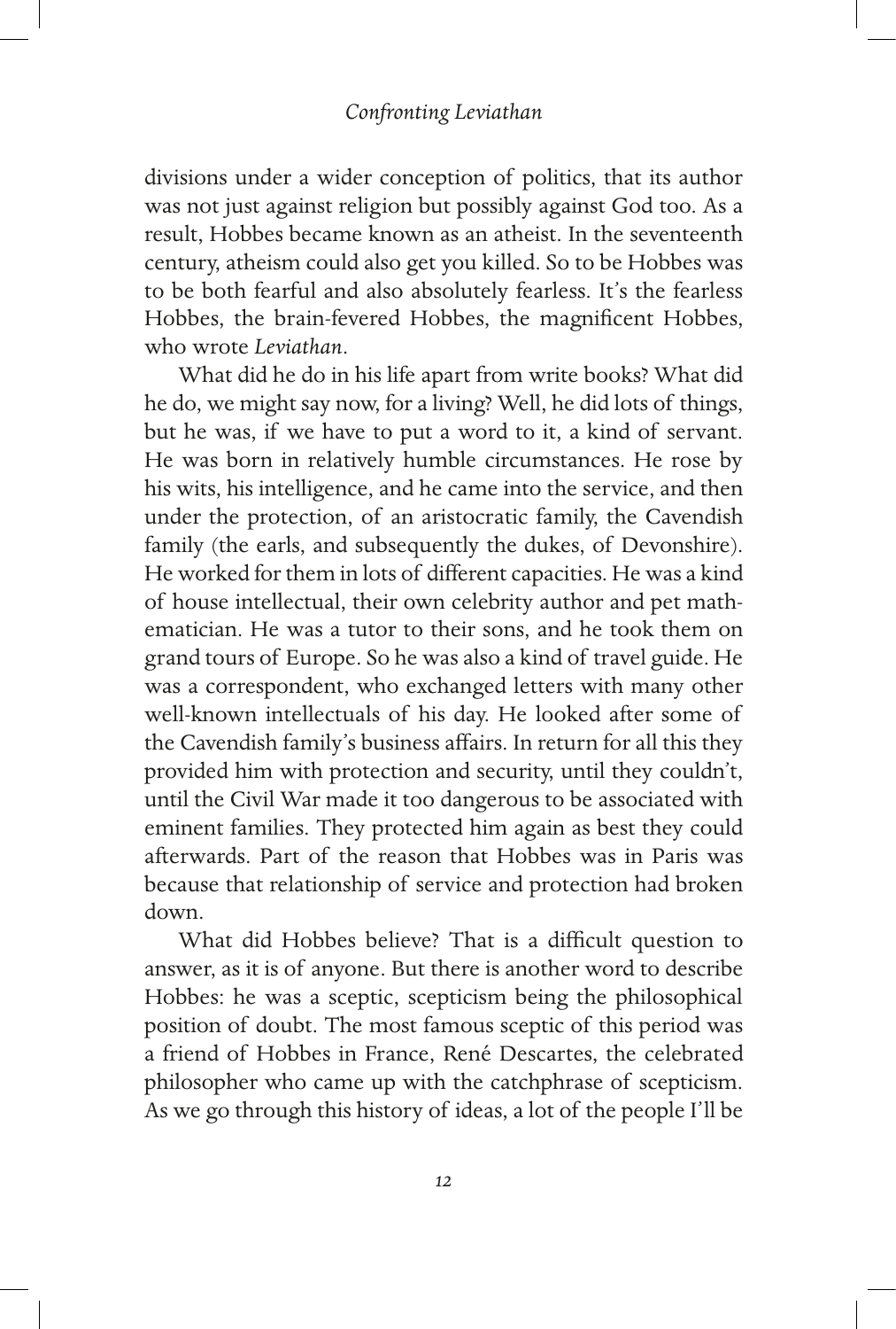divisions under a wider conception of politics, that its author was not just against religion but possibly against God too. As a result, Hobbes became known as an atheist. In the seventeenth century, atheism could also get you killed. So to be Hobbes was to be both fearful and also absolutely fearless. It's the fearless Hobbes, the brain-fevered Hobbes, the magnificent Hobbes, who wrote *Leviathan*.

What did he do in his life apart from write books? What did he do, we might say now, for a living? Well, he did lots of things, but he was, if we have to put a word to it, a kind of servant. He was born in relatively humble circumstances. He rose by his wits, his intelligence, and he came into the service, and then under the protection, of an aristocratic family, the Cavendish family (the earls, and subsequently the dukes, of Devonshire). He worked for them in lots of different capacities. He was a kind of house intellectual, their own celebrity author and pet mathematician. He was a tutor to their sons, and he took them on grand tours of Europe. So he was also a kind of travel guide. He was a correspondent, who exchanged letters with many other well-known intellectuals of his day. He looked after some of the Cavendish family's business affairs. In return for all this they provided him with protection and security, until they couldn't, until the Civil War made it too dangerous to be associated with eminent families. They protected him again as best they could afterwards. Part of the reason that Hobbes was in Paris was because that relationship of service and protection had broken down.

What did Hobbes believe? That is a difficult question to answer, as it is of anyone. But there is another word to describe Hobbes: he was a sceptic, scepticism being the philosophical position of doubt. The most famous sceptic of this period was a friend of Hobbes in France, René Descartes, the celebrated philosopher who came up with the catchphrase of scepticism. As we go through this history of ideas, a lot of the people I'll be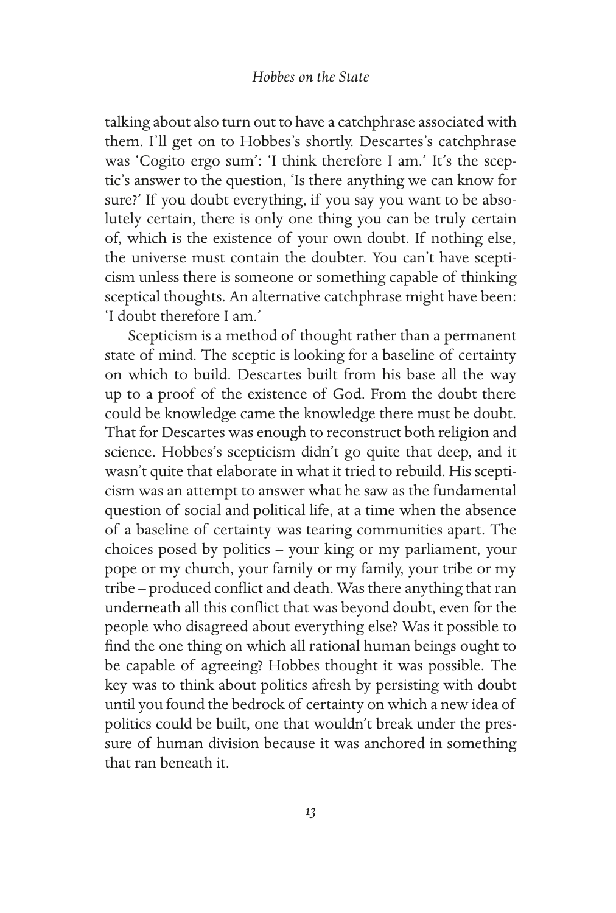talking about also turn out to have a catchphrase associated with them. I'll get on to Hobbes's shortly. Descartes's catchphrase was 'Cogito ergo sum': 'I think therefore I am.' It's the sceptic's answer to the question, 'Is there anything we can know for sure?' If you doubt everything, if you say you want to be absolutely certain, there is only one thing you can be truly certain of, which is the existence of your own doubt. If nothing else, the universe must contain the doubter. You can't have scepticism unless there is someone or something capable of thinking sceptical thoughts. An alternative catchphrase might have been: 'I doubt therefore I am.'

Scepticism is a method of thought rather than a permanent state of mind. The sceptic is looking for a baseline of certainty on which to build. Descartes built from his base all the way up to a proof of the existence of God. From the doubt there could be knowledge came the knowledge there must be doubt. That for Descartes was enough to reconstruct both religion and science. Hobbes's scepticism didn't go quite that deep, and it wasn't quite that elaborate in what it tried to rebuild. His scepticism was an attempt to answer what he saw as the fundamental question of social and political life, at a time when the absence of a baseline of certainty was tearing communities apart. The choices posed by politics – your king or my parliament, your pope or my church, your family or my family, your tribe or my tribe – produced conflict and death. Was there anything that ran underneath all this conflict that was beyond doubt, even for the people who disagreed about everything else? Was it possible to find the one thing on which all rational human beings ought to be capable of agreeing? Hobbes thought it was possible. The key was to think about politics afresh by persisting with doubt until you found the bedrock of certainty on which a new idea of politics could be built, one that wouldn't break under the pressure of human division because it was anchored in something that ran beneath it.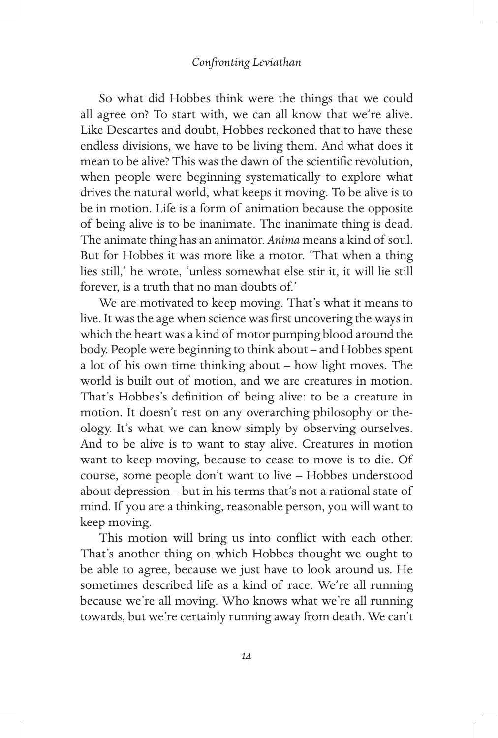So what did Hobbes think were the things that we could all agree on? To start with, we can all know that we're alive. Like Descartes and doubt, Hobbes reckoned that to have these endless divisions, we have to be living them. And what does it mean to be alive? This was the dawn of the scientific revolution, when people were beginning systematically to explore what drives the natural world, what keeps it moving. To be alive is to be in motion. Life is a form of animation because the opposite of being alive is to be inanimate. The inanimate thing is dead. The animate thing has an animator. *Anima* means a kind of soul. But for Hobbes it was more like a motor. 'That when a thing lies still,' he wrote, 'unless somewhat else stir it, it will lie still forever, is a truth that no man doubts of.'

We are motivated to keep moving. That's what it means to live. It was the age when science was first uncovering the ways in which the heart was a kind of motor pumping blood around the body. People were beginning to think about – and Hobbes spent a lot of his own time thinking about – how light moves. The world is built out of motion, and we are creatures in motion. That's Hobbes's definition of being alive: to be a creature in motion. It doesn't rest on any overarching philosophy or theology. It's what we can know simply by observing ourselves. And to be alive is to want to stay alive. Creatures in motion want to keep moving, because to cease to move is to die. Of course, some people don't want to live – Hobbes understood about depression – but in his terms that's not a rational state of mind. If you are a thinking, reasonable person, you will want to keep moving.

This motion will bring us into conflict with each other. That's another thing on which Hobbes thought we ought to be able to agree, because we just have to look around us. He sometimes described life as a kind of race. We're all running because we're all moving. Who knows what we're all running towards, but we're certainly running away from death. We can't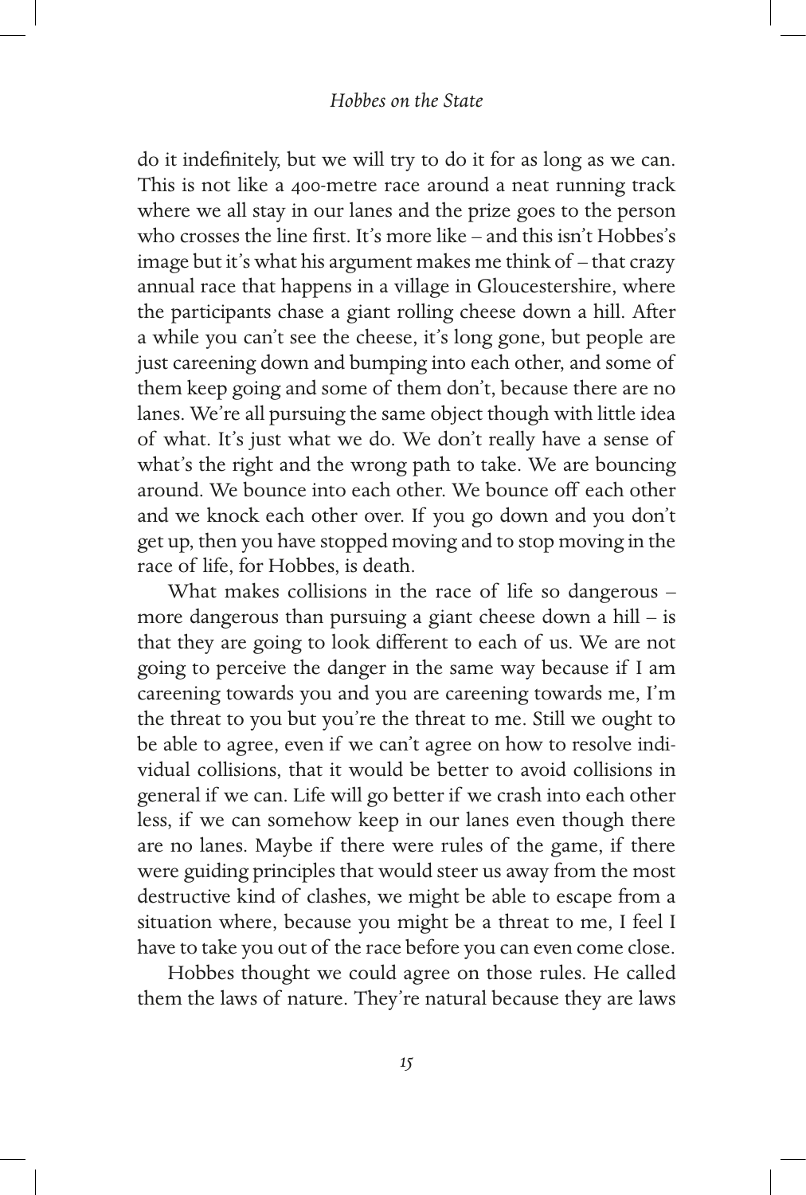do it indefinitely, but we will try to do it for as long as we can. This is not like a 400-metre race around a neat running track where we all stay in our lanes and the prize goes to the person who crosses the line first. It's more like – and this isn't Hobbes's image but it's what his argument makes me think of – that crazy annual race that happens in a village in Gloucestershire, where the participants chase a giant rolling cheese down a hill. After a while you can't see the cheese, it's long gone, but people are just careening down and bumping into each other, and some of them keep going and some of them don't, because there are no lanes. We're all pursuing the same object though with little idea of what. It's just what we do. We don't really have a sense of what's the right and the wrong path to take. We are bouncing around. We bounce into each other. We bounce off each other and we knock each other over. If you go down and you don't get up, then you have stopped moving and to stop moving in the race of life, for Hobbes, is death.

What makes collisions in the race of life so dangerous – more dangerous than pursuing a giant cheese down a hill – is that they are going to look different to each of us. We are not going to perceive the danger in the same way because if I am careening towards you and you are careening towards me, I'm the threat to you but you're the threat to me. Still we ought to be able to agree, even if we can't agree on how to resolve individual collisions, that it would be better to avoid collisions in general if we can. Life will go better if we crash into each other less, if we can somehow keep in our lanes even though there are no lanes. Maybe if there were rules of the game, if there were guiding principles that would steer us away from the most destructive kind of clashes, we might be able to escape from a situation where, because you might be a threat to me, I feel I have to take you out of the race before you can even come close.

Hobbes thought we could agree on those rules. He called them the laws of nature. They're natural because they are laws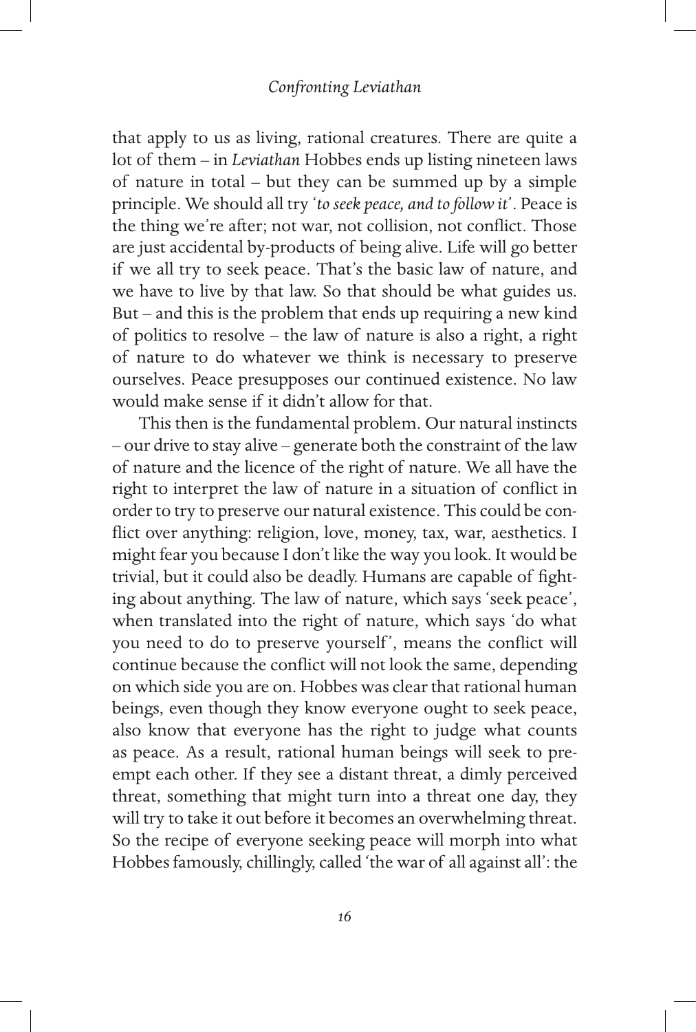that apply to us as living, rational creatures. There are quite a lot of them – in *Leviathan* Hobbes ends up listing nineteen laws of nature in total – but they can be summed up by a simple principle. We should all try '*to seek peace, and to follow it*'. Peace is the thing we're after; not war, not collision, not conflict. Those are just accidental by-products of being alive. Life will go better if we all try to seek peace. That's the basic law of nature, and we have to live by that law. So that should be what guides us. But – and this is the problem that ends up requiring a new kind of politics to resolve – the law of nature is also a right, a right of nature to do whatever we think is necessary to preserve ourselves. Peace presupposes our continued existence. No law would make sense if it didn't allow for that.

This then is the fundamental problem. Our natural instincts – our drive to stay alive – generate both the constraint of the law of nature and the licence of the right of nature. We all have the right to interpret the law of nature in a situation of conflict in order to try to preserve our natural existence. This could be conflict over anything: religion, love, money, tax, war, aesthetics. I might fear you because I don't like the way you look. It would be trivial, but it could also be deadly. Humans are capable of fighting about anything. The law of nature, which says 'seek peace', when translated into the right of nature, which says 'do what you need to do to preserve yourself', means the conflict will continue because the conflict will not look the same, depending on which side you are on. Hobbes was clear that rational human beings, even though they know everyone ought to seek peace, also know that everyone has the right to judge what counts as peace. As a result, rational human beings will seek to preempt each other. If they see a distant threat, a dimly perceived threat, something that might turn into a threat one day, they will try to take it out before it becomes an overwhelming threat. So the recipe of everyone seeking peace will morph into what Hobbes famously, chillingly, called 'the war of all against all': the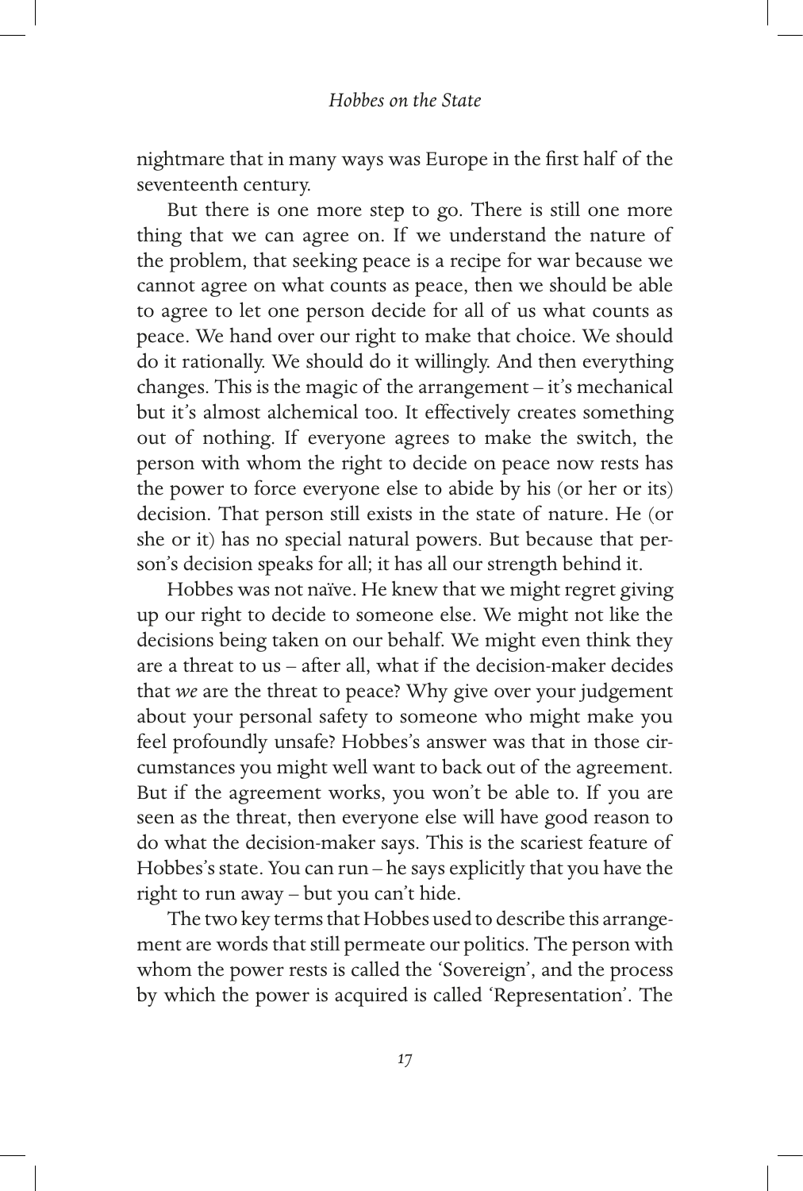nightmare that in many ways was Europe in the first half of the seventeenth century.

But there is one more step to go. There is still one more thing that we can agree on. If we understand the nature of the problem, that seeking peace is a recipe for war because we cannot agree on what counts as peace, then we should be able to agree to let one person decide for all of us what counts as peace. We hand over our right to make that choice. We should do it rationally. We should do it willingly. And then everything changes. This is the magic of the arrangement – it's mechanical but it's almost alchemical too. It effectively creates something out of nothing. If everyone agrees to make the switch, the person with whom the right to decide on peace now rests has the power to force everyone else to abide by his (or her or its) decision. That person still exists in the state of nature. He (or she or it) has no special natural powers. But because that person's decision speaks for all; it has all our strength behind it.

Hobbes was not naïve. He knew that we might regret giving up our right to decide to someone else. We might not like the decisions being taken on our behalf. We might even think they are a threat to us – after all, what if the decision-maker decides that *we* are the threat to peace? Why give over your judgement about your personal safety to someone who might make you feel profoundly unsafe? Hobbes's answer was that in those circumstances you might well want to back out of the agreement. But if the agreement works, you won't be able to. If you are seen as the threat, then everyone else will have good reason to do what the decision-maker says. This is the scariest feature of Hobbes's state. You can run – he says explicitly that you have the right to run away – but you can't hide.

The two key terms that Hobbes used to describe this arrangement are words that still permeate our politics. The person with whom the power rests is called the 'Sovereign', and the process by which the power is acquired is called 'Representation'. The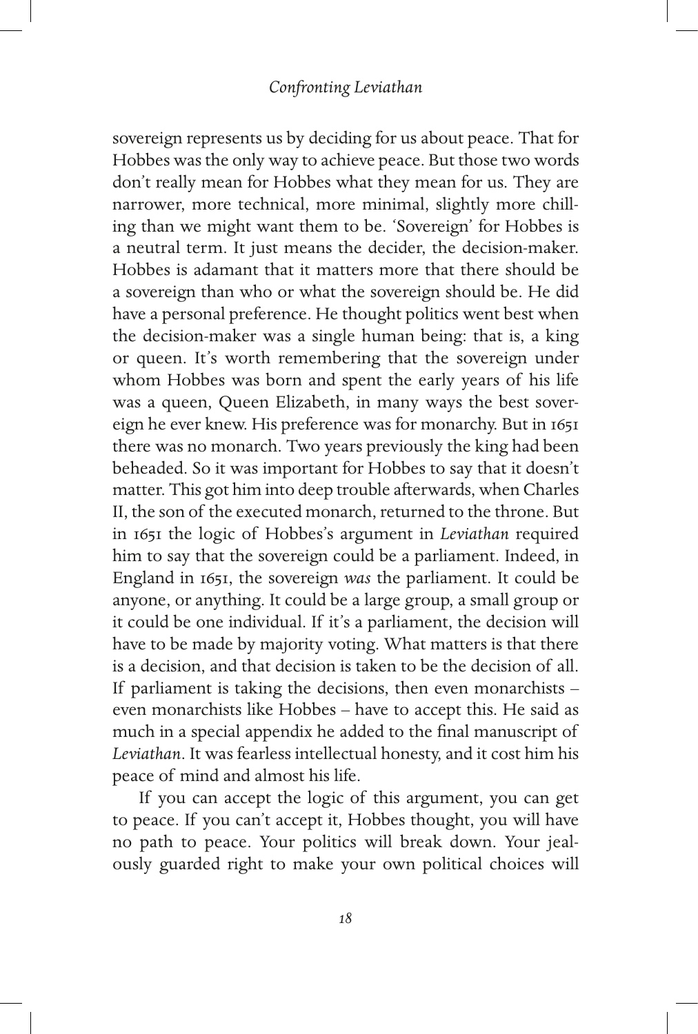sovereign represents us by deciding for us about peace. That for Hobbes was the only way to achieve peace. But those two words don't really mean for Hobbes what they mean for us. They are narrower, more technical, more minimal, slightly more chilling than we might want them to be. 'Sovereign' for Hobbes is a neutral term. It just means the decider, the decision-maker. Hobbes is adamant that it matters more that there should be a sovereign than who or what the sovereign should be. He did have a personal preference. He thought politics went best when the decision-maker was a single human being: that is, a king or queen. It's worth remembering that the sovereign under whom Hobbes was born and spent the early years of his life was a queen, Queen Elizabeth, in many ways the best sovereign he ever knew. His preference was for monarchy. But in 1651 there was no monarch. Two years previously the king had been beheaded. So it was important for Hobbes to say that it doesn't matter. This got him into deep trouble afterwards, when Charles II, the son of the executed monarch, returned to the throne. But in 1651 the logic of Hobbes's argument in *Leviathan* required him to say that the sovereign could be a parliament. Indeed, in England in 1651, the sovereign *was* the parliament. It could be anyone, or anything. It could be a large group, a small group or it could be one individual. If it's a parliament, the decision will have to be made by majority voting. What matters is that there is a decision, and that decision is taken to be the decision of all. If parliament is taking the decisions, then even monarchists – even monarchists like Hobbes – have to accept this. He said as much in a special appendix he added to the final manuscript of *Leviathan*. It was fearless intellectual honesty, and it cost him his peace of mind and almost his life.

If you can accept the logic of this argument, you can get to peace. If you can't accept it, Hobbes thought, you will have no path to peace. Your politics will break down. Your jealously guarded right to make your own political choices will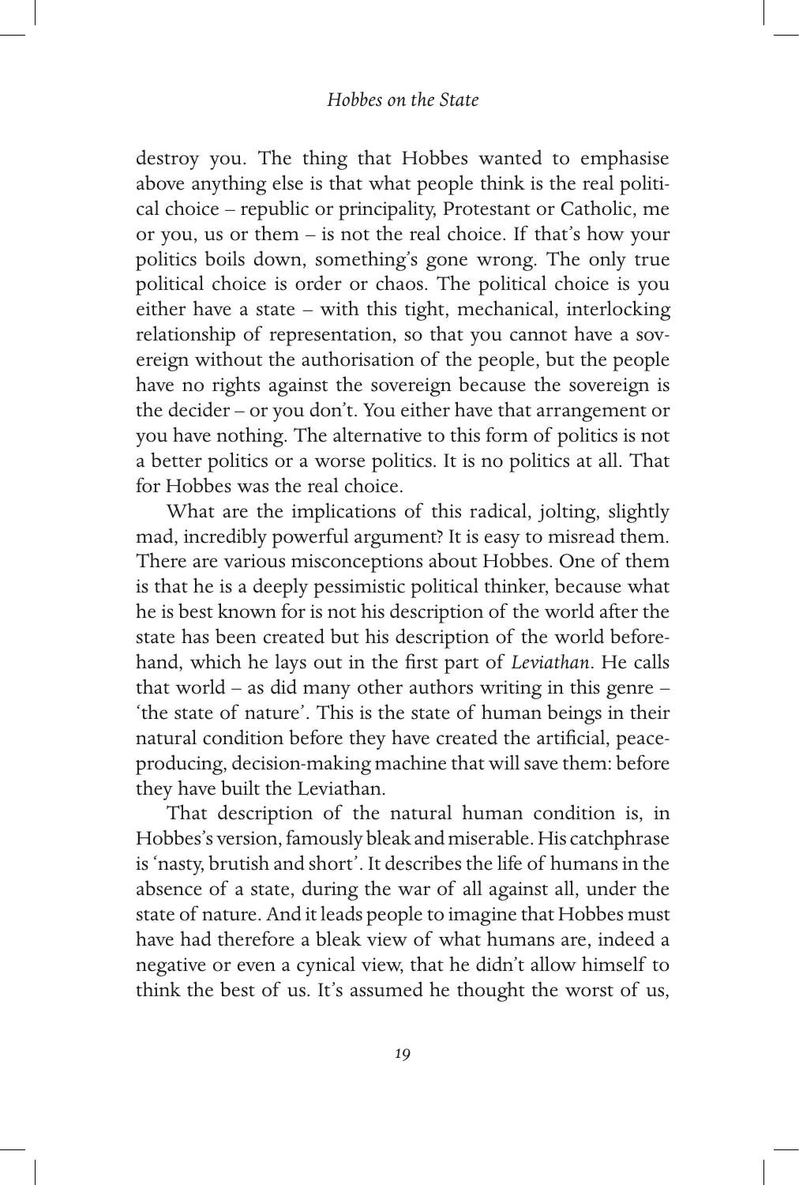destroy you. The thing that Hobbes wanted to emphasise above anything else is that what people think is the real political choice – republic or principality, Protestant or Catholic, me or you, us or them – is not the real choice. If that's how your politics boils down, something's gone wrong. The only true political choice is order or chaos. The political choice is you either have a state – with this tight, mechanical, interlocking relationship of representation, so that you cannot have a sovereign without the authorisation of the people, but the people have no rights against the sovereign because the sovereign is the decider – or you don't. You either have that arrangement or you have nothing. The alternative to this form of politics is not a better politics or a worse politics. It is no politics at all. That for Hobbes was the real choice.

What are the implications of this radical, jolting, slightly mad, incredibly powerful argument? It is easy to misread them. There are various misconceptions about Hobbes. One of them is that he is a deeply pessimistic political thinker, because what he is best known for is not his description of the world after the state has been created but his description of the world beforehand, which he lays out in the first part of *Leviathan*. He calls that world – as did many other authors writing in this genre – 'the state of nature'. This is the state of human beings in their natural condition before they have created the artificial, peace-producing, decision-making machine that will save them: before they have built the Leviathan.

That description of the natural human condition is, in Hobbes's version, famously bleak and miserable. His catchphrase is 'nasty, brutish and short'. It describes the life of humans in the absence of a state, during the war of all against all, under the state of nature. And it leads people to imagine that Hobbes must have had therefore a bleak view of what humans are, indeed a negative or even a cynical view, that he didn't allow himself to think the best of us. It's assumed he thought the worst of us,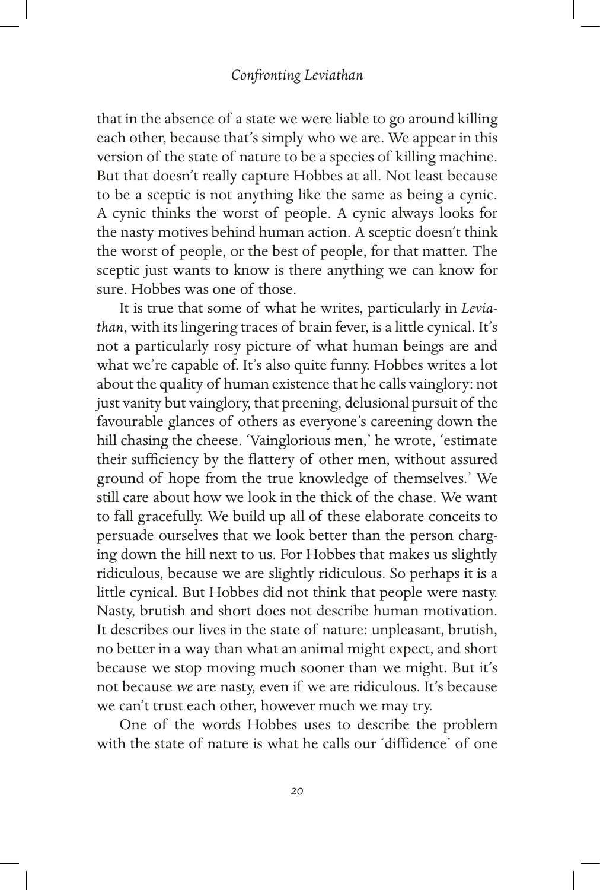that in the absence of a state we were liable to go around killing each other, because that's simply who we are. We appear in this version of the state of nature to be a species of killing machine. But that doesn't really capture Hobbes at all. Not least because to be a sceptic is not anything like the same as being a cynic. A cynic thinks the worst of people. A cynic always looks for the nasty motives behind human action. A sceptic doesn't think the worst of people, or the best of people, for that matter. The sceptic just wants to know is there anything we can know for sure. Hobbes was one of those.

It is true that some of what he writes, particularly in *Leviathan*, with its lingering traces of brain fever, is a little cynical. It's not a particularly rosy picture of what human beings are and what we're capable of. It's also quite funny. Hobbes writes a lot about the quality of human existence that he calls vainglory: not just vanity but vainglory, that preening, delusional pursuit of the favourable glances of others as everyone's careening down the hill chasing the cheese. 'Vainglorious men,' he wrote, 'estimate their sufficiency by the flattery of other men, without assured ground of hope from the true knowledge of themselves.' We still care about how we look in the thick of the chase. We want to fall gracefully. We build up all of these elaborate conceits to persuade ourselves that we look better than the person charging down the hill next to us. For Hobbes that makes us slightly ridiculous, because we are slightly ridiculous. So perhaps it is a little cynical. But Hobbes did not think that people were nasty. Nasty, brutish and short does not describe human motivation. It describes our lives in the state of nature: unpleasant, brutish, no better in a way than what an animal might expect, and short because we stop moving much sooner than we might. But it's not because *we* are nasty, even if we are ridiculous. It's because we can't trust each other, however much we may try.

One of the words Hobbes uses to describe the problem with the state of nature is what he calls our 'diffidence' of one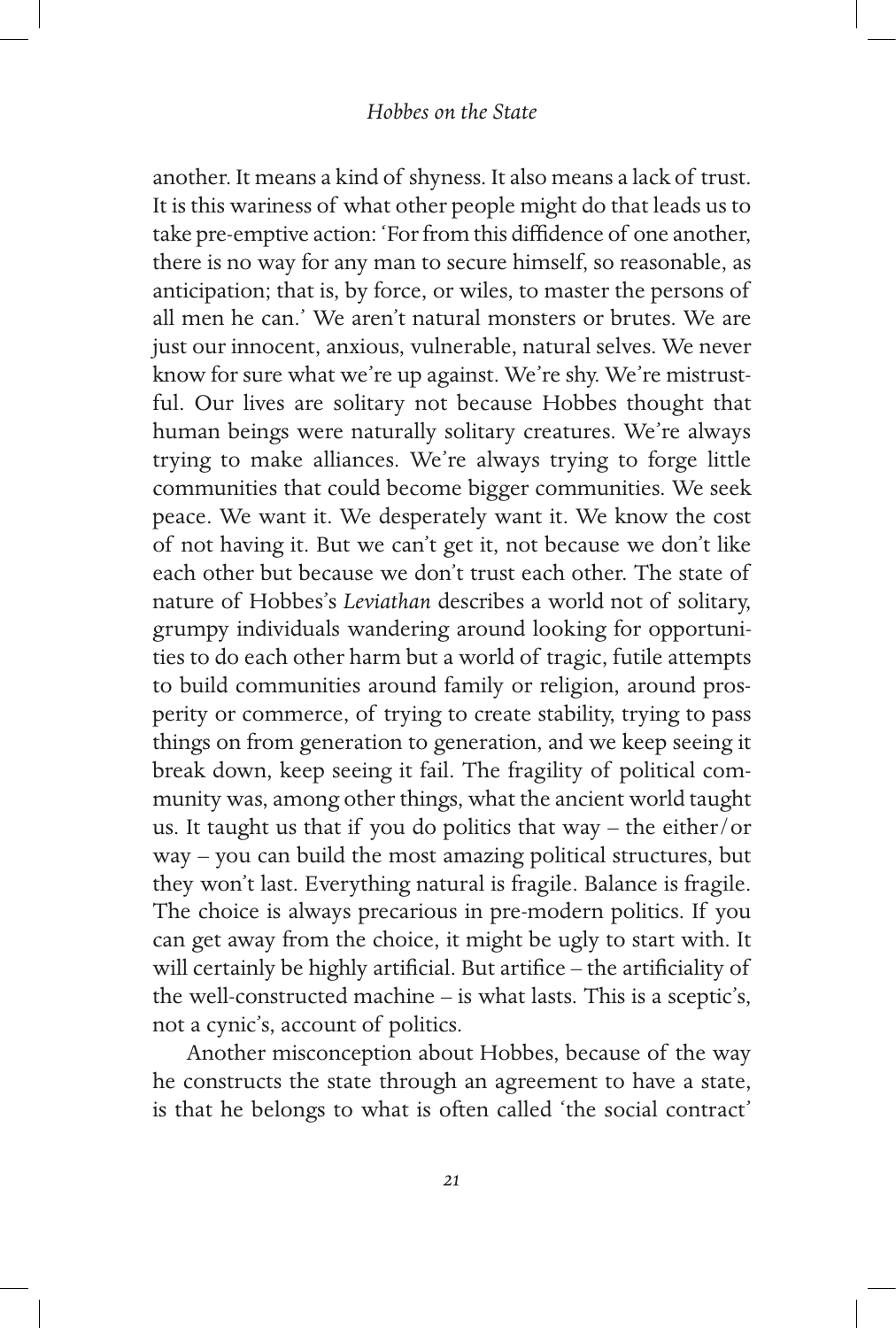another. It means a kind of shyness. It also means a lack of trust. It is this wariness of what other people might do that leads us to take pre-emptive action: 'For from this diffidence of one another, there is no way for any man to secure himself, so reasonable, as anticipation; that is, by force, or wiles, to master the persons of all men he can.' We aren't natural monsters or brutes. We are just our innocent, anxious, vulnerable, natural selves. We never know for sure what we're up against. We're shy. We're mistrustful. Our lives are solitary not because Hobbes thought that human beings were naturally solitary creatures. We're always trying to make alliances. We're always trying to forge little communities that could become bigger communities. We seek peace. We want it. We desperately want it. We know the cost of not having it. But we can't get it, not because we don't like each other but because we don't trust each other. The state of nature of Hobbes's *Leviathan* describes a world not of solitary, grumpy individuals wandering around looking for opportunities to do each other harm but a world of tragic, futile attempts to build communities around family or religion, around prosperity or commerce, of trying to create stability, trying to pass things on from generation to generation, and we keep seeing it break down, keep seeing it fail. The fragility of political community was, among other things, what the ancient world taught us. It taught us that if you do politics that way – the either/or way – you can build the most amazing political structures, but they won't last. Everything natural is fragile. Balance is fragile. The choice is always precarious in pre-modern politics. If you can get away from the choice, it might be ugly to start with. It will certainly be highly artificial. But artifice – the artificiality of the well-constructed machine – is what lasts. This is a sceptic's, not a cynic's, account of politics.

Another misconception about Hobbes, because of the way he constructs the state through an agreement to have a state, is that he belongs to what is often called 'the social contract'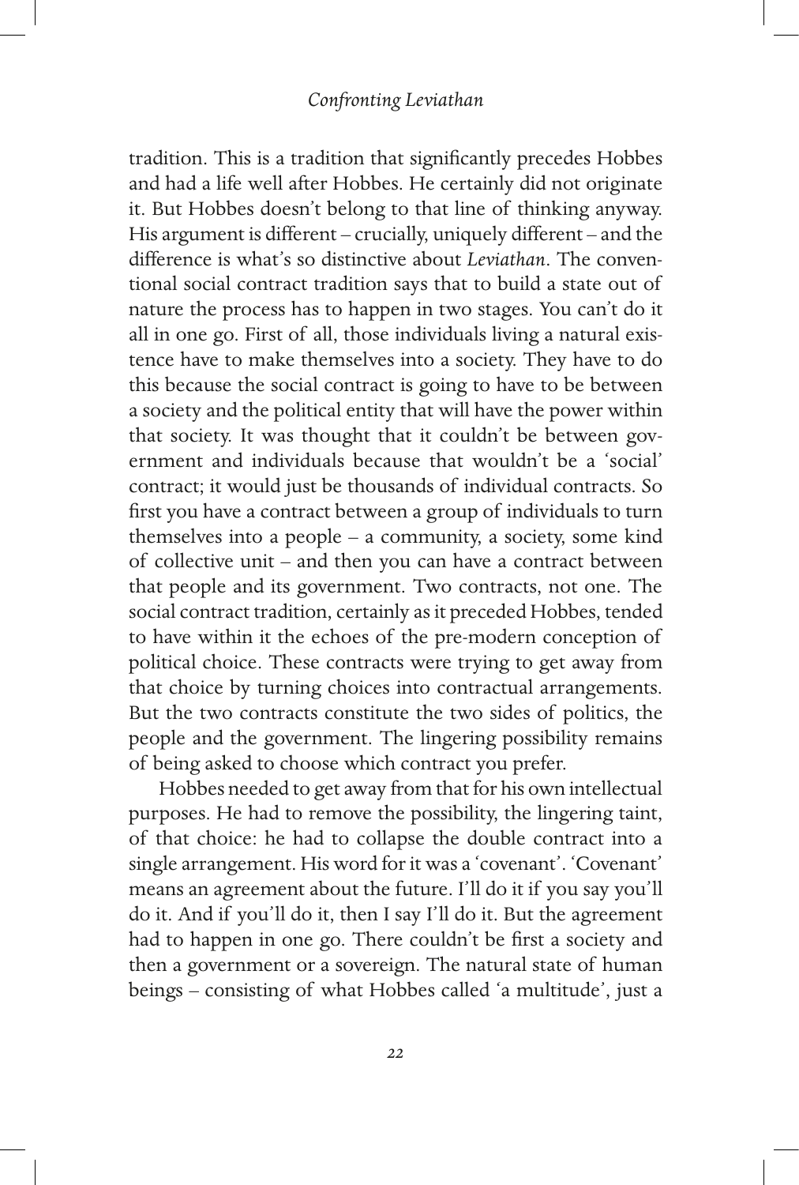tradition. This is a tradition that significantly precedes Hobbes and had a life well after Hobbes. He certainly did not originate it. But Hobbes doesn't belong to that line of thinking anyway. His argument is different – crucially, uniquely different – and the difference is what's so distinctive about *Leviathan*. The conventional social contract tradition says that to build a state out of nature the process has to happen in two stages. You can't do it all in one go. First of all, those individuals living a natural existence have to make themselves into a society. They have to do this because the social contract is going to have to be between a society and the political entity that will have the power within that society. It was thought that it couldn't be between government and individuals because that wouldn't be a 'social' contract; it would just be thousands of individual contracts. So first you have a contract between a group of individuals to turn themselves into a people – a community, a society, some kind of collective unit – and then you can have a contract between that people and its government. Two contracts, not one. The social contract tradition, certainly as it preceded Hobbes, tended to have within it the echoes of the pre-modern conception of political choice. These contracts were trying to get away from that choice by turning choices into contractual arrangements. But the two contracts constitute the two sides of politics, the people and the government. The lingering possibility remains of being asked to choose which contract you prefer.

Hobbes needed to get away from that for his own intellectual purposes. He had to remove the possibility, the lingering taint, of that choice: he had to collapse the double contract into a single arrangement. His word for it was a 'covenant'. 'Covenant' means an agreement about the future. I'll do it if you say you'll do it. And if you'll do it, then I say I'll do it. But the agreement had to happen in one go. There couldn't be first a society and then a government or a sovereign. The natural state of human beings – consisting of what Hobbes called 'a multitude', just a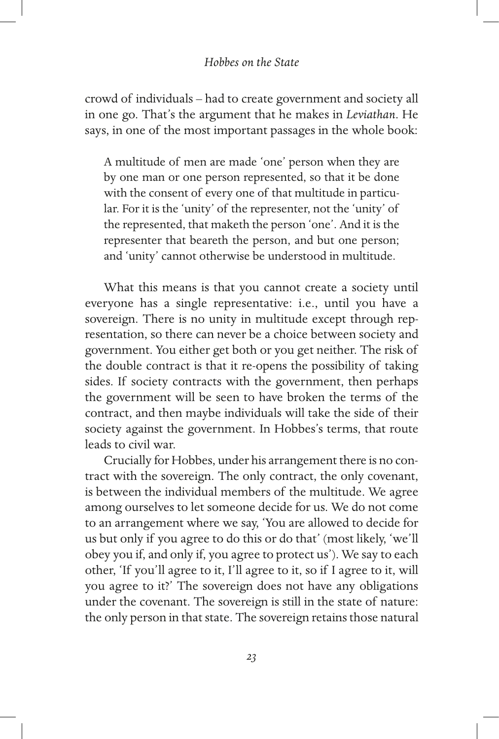crowd of individuals – had to create government and society all in one go. That's the argument that he makes in *Leviathan*. He says, in one of the most important passages in the whole book:

> A multitude of men are made 'one' person when they are by one man or one person represented, so that it be done with the consent of every one of that multitude in particular. For it is the 'unity' of the representer, not the 'unity' of the represented, that maketh the person 'one'. And it is the representer that beareth the person, and but one person; and 'unity' cannot otherwise be understood in multitude.

What this means is that you cannot create a society until everyone has a single representative: i.e., until you have a sovereign. There is no unity in multitude except through representation, so there can never be a choice between society and government. You either get both or you get neither. The risk of the double contract is that it re-opens the possibility of taking sides. If society contracts with the government, then perhaps the government will be seen to have broken the terms of the contract, and then maybe individuals will take the side of their society against the government. In Hobbes's terms, that route leads to civil war.

Crucially for Hobbes, under his arrangement there is no contract with the sovereign. The only contract, the only covenant, is between the individual members of the multitude. We agree among ourselves to let someone decide for us. We do not come to an arrangement where we say, 'You are allowed to decide for us but only if you agree to do this or do that' (most likely, 'we'll obey you if, and only if, you agree to protect us'). We say to each other, 'If you'll agree to it, I'll agree to it, so if I agree to it, will you agree to it?' The sovereign does not have any obligations under the covenant. The sovereign is still in the state of nature: the only person in that state. The sovereign retains those natural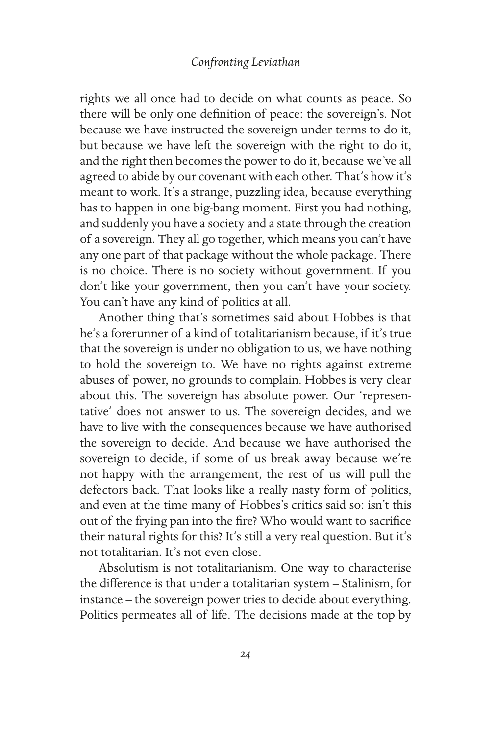rights we all once had to decide on what counts as peace. So there will be only one definition of peace: the sovereign's. Not because we have instructed the sovereign under terms to do it, but because we have left the sovereign with the right to do it, and the right then becomes the power to do it, because we've all agreed to abide by our covenant with each other. That's how it's meant to work. It's a strange, puzzling idea, because everything has to happen in one big-bang moment. First you had nothing, and suddenly you have a society and a state through the creation of a sovereign. They all go together, which means you can't have any one part of that package without the whole package. There is no choice. There is no society without government. If you don't like your government, then you can't have your society. You can't have any kind of politics at all.

Another thing that's sometimes said about Hobbes is that he's a forerunner of a kind of totalitarianism because, if it's true that the sovereign is under no obligation to us, we have nothing to hold the sovereign to. We have no rights against extreme abuses of power, no grounds to complain. Hobbes is very clear about this. The sovereign has absolute power. Our 'representative' does not answer to us. The sovereign decides, and we have to live with the consequences because we have authorised the sovereign to decide. And because we have authorised the sovereign to decide, if some of us break away because we're not happy with the arrangement, the rest of us will pull the defectors back. That looks like a really nasty form of politics, and even at the time many of Hobbes's critics said so: isn't this out of the frying pan into the fire? Who would want to sacrifice their natural rights for this? It's still a very real question. But it's not totalitarian. It's not even close.

Absolutism is not totalitarianism. One way to characterise the difference is that under a totalitarian system – Stalinism, for instance – the sovereign power tries to decide about everything. Politics permeates all of life. The decisions made at the top by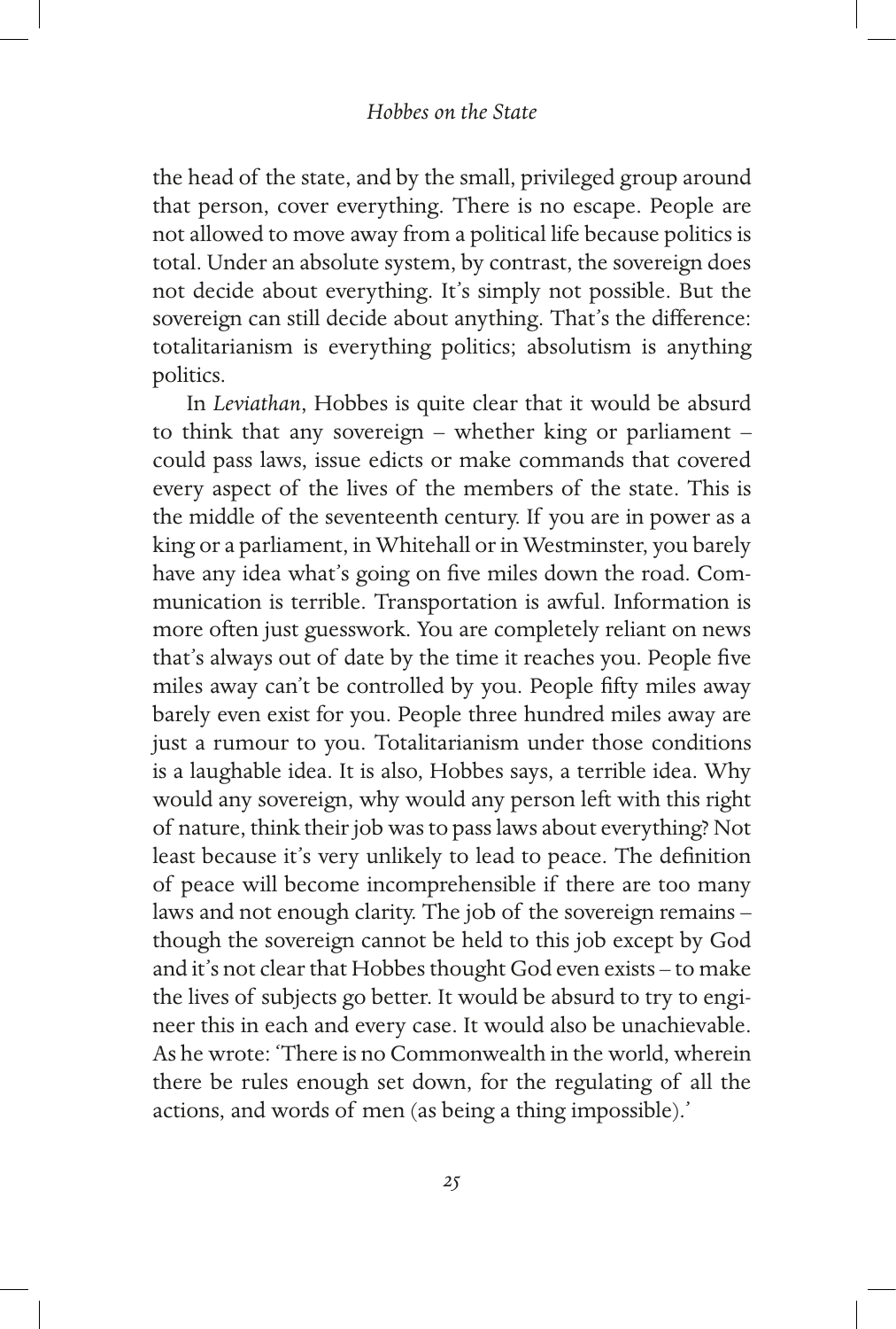the head of the state, and by the small, privileged group around that person, cover everything. There is no escape. People are not allowed to move away from a political life because politics is total. Under an absolute system, by contrast, the sovereign does not decide about everything. It's simply not possible. But the sovereign can still decide about anything. That's the difference: totalitarianism is everything politics; absolutism is anything politics.

In *Leviathan*, Hobbes is quite clear that it would be absurd to think that any sovereign – whether king or parliament – could pass laws, issue edicts or make commands that covered every aspect of the lives of the members of the state. This is the middle of the seventeenth century. If you are in power as a king or a parliament, in Whitehall or in Westminster, you barely have any idea what's going on five miles down the road. Communication is terrible. Transportation is awful. Information is more often just guesswork. You are completely reliant on news that's always out of date by the time it reaches you. People five miles away can't be controlled by you. People fifty miles away barely even exist for you. People three hundred miles away are just a rumour to you. Totalitarianism under those conditions is a laughable idea. It is also, Hobbes says, a terrible idea. Why would any sovereign, why would any person left with this right of nature, think their job was to pass laws about everything? Not least because it's very unlikely to lead to peace. The definition of peace will become incomprehensible if there are too many laws and not enough clarity. The job of the sovereign remains – though the sovereign cannot be held to this job except by God and it's not clear that Hobbes thought God even exists – to make the lives of subjects go better. It would be absurd to try to engineer this in each and every case. It would also be unachievable. As he wrote: 'There is no Commonwealth in the world, wherein there be rules enough set down, for the regulating of all the actions, and words of men (as being a thing impossible).'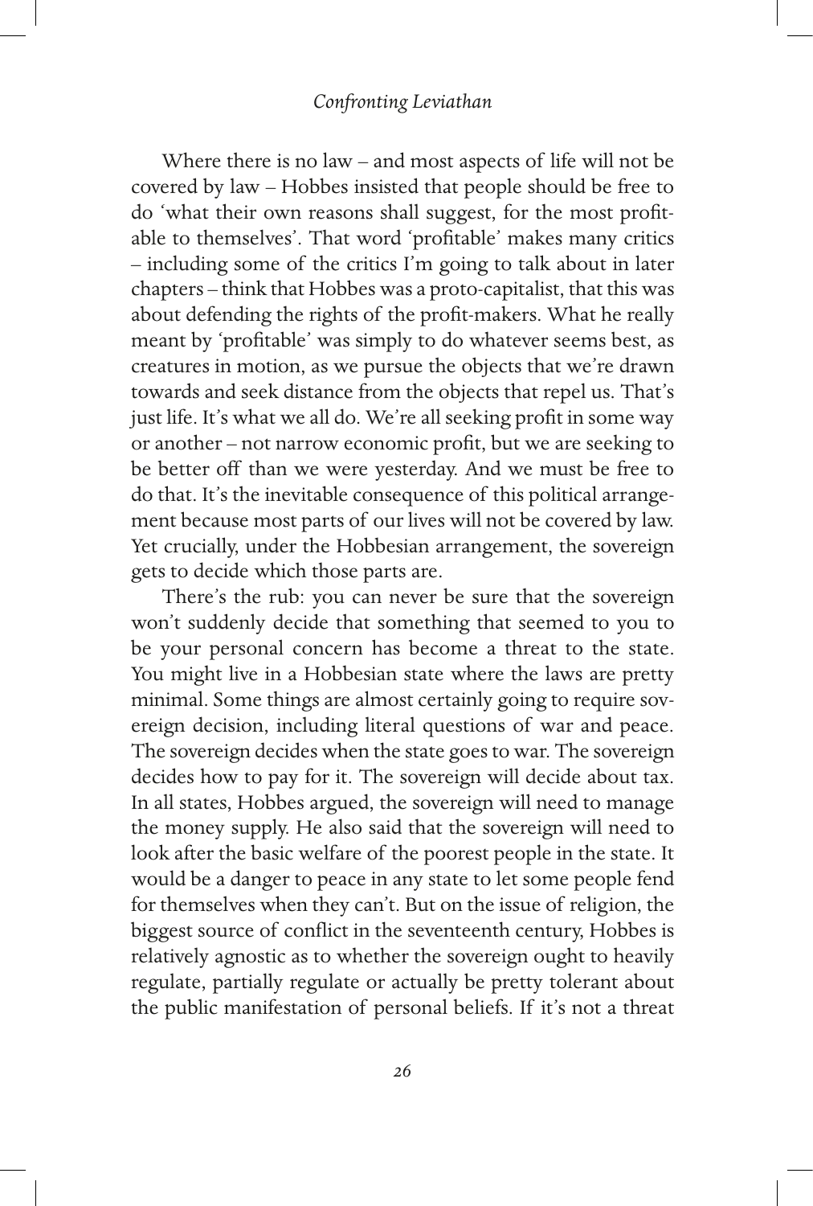Where there is no law – and most aspects of life will not be covered by law – Hobbes insisted that people should be free to do 'what their own reasons shall suggest, for the most profitable to themselves'. That word 'profitable' makes many critics – including some of the critics I'm going to talk about in later chapters – think that Hobbes was a proto-capitalist, that this was about defending the rights of the profit-makers. What he really meant by 'profitable' was simply to do whatever seems best, as creatures in motion, as we pursue the objects that we're drawn towards and seek distance from the objects that repel us. That's just life. It's what we all do. We're all seeking profit in some way or another – not narrow economic profit, but we are seeking to be better off than we were yesterday. And we must be free to do that. It's the inevitable consequence of this political arrangement because most parts of our lives will not be covered by law. Yet crucially, under the Hobbesian arrangement, the sovereign gets to decide which those parts are.

There's the rub: you can never be sure that the sovereign won't suddenly decide that something that seemed to you to be your personal concern has become a threat to the state. You might live in a Hobbesian state where the laws are pretty minimal. Some things are almost certainly going to require sovereign decision, including literal questions of war and peace. The sovereign decides when the state goes to war. The sovereign decides how to pay for it. The sovereign will decide about tax. In all states, Hobbes argued, the sovereign will need to manage the money supply. He also said that the sovereign will need to look after the basic welfare of the poorest people in the state. It would be a danger to peace in any state to let some people fend for themselves when they can't. But on the issue of religion, the biggest source of conflict in the seventeenth century, Hobbes is relatively agnostic as to whether the sovereign ought to heavily regulate, partially regulate or actually be pretty tolerant about the public manifestation of personal beliefs. If it's not a threat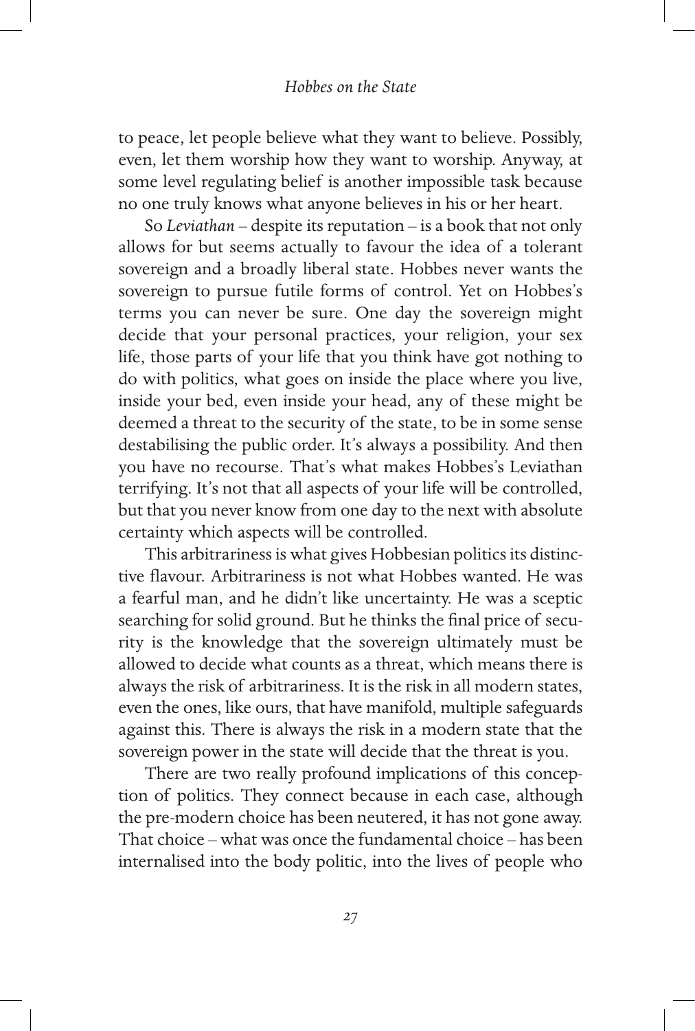to peace, let people believe what they want to believe. Possibly, even, let them worship how they want to worship. Anyway, at some level regulating belief is another impossible task because no one truly knows what anyone believes in his or her heart.

So *Leviathan* – despite its reputation – is a book that not only allows for but seems actually to favour the idea of a tolerant sovereign and a broadly liberal state. Hobbes never wants the sovereign to pursue futile forms of control. Yet on Hobbes's terms you can never be sure. One day the sovereign might decide that your personal practices, your religion, your sex life, those parts of your life that you think have got nothing to do with politics, what goes on inside the place where you live, inside your bed, even inside your head, any of these might be deemed a threat to the security of the state, to be in some sense destabilising the public order. It's always a possibility. And then you have no recourse. That's what makes Hobbes's Leviathan terrifying. It's not that all aspects of your life will be controlled, but that you never know from one day to the next with absolute certainty which aspects will be controlled.

This arbitrariness is what gives Hobbesian politics its distinctive flavour. Arbitrariness is not what Hobbes wanted. He was a fearful man, and he didn't like uncertainty. He was a sceptic searching for solid ground. But he thinks the final price of security is the knowledge that the sovereign ultimately must be allowed to decide what counts as a threat, which means there is always the risk of arbitrariness. It is the risk in all modern states, even the ones, like ours, that have manifold, multiple safeguards against this. There is always the risk in a modern state that the sovereign power in the state will decide that the threat is you.

There are two really profound implications of this conception of politics. They connect because in each case, although the pre-modern choice has been neutered, it has not gone away. That choice – what was once the fundamental choice – has been internalised into the body politic, into the lives of people who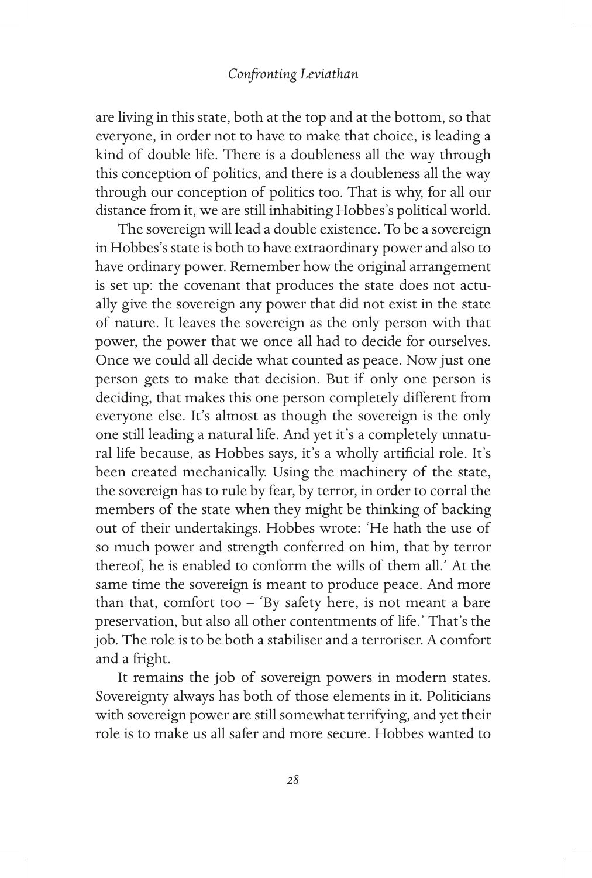are living in this state, both at the top and at the bottom, so that everyone, in order not to have to make that choice, is leading a kind of double life. There is a doubleness all the way through this conception of politics, and there is a doubleness all the way through our conception of politics too. That is why, for all our distance from it, we are still inhabiting Hobbes's political world.

The sovereign will lead a double existence. To be a sovereign in Hobbes's state is both to have extraordinary power and also to have ordinary power. Remember how the original arrangement is set up: the covenant that produces the state does not actually give the sovereign any power that did not exist in the state of nature. It leaves the sovereign as the only person with that power, the power that we once all had to decide for ourselves. Once we could all decide what counted as peace. Now just one person gets to make that decision. But if only one person is deciding, that makes this one person completely different from everyone else. It's almost as though the sovereign is the only one still leading a natural life. And yet it's a completely unnatural life because, as Hobbes says, it's a wholly artificial role. It's been created mechanically. Using the machinery of the state, the sovereign has to rule by fear, by terror, in order to corral the members of the state when they might be thinking of backing out of their undertakings. Hobbes wrote: 'He hath the use of so much power and strength conferred on him, that by terror thereof, he is enabled to conform the wills of them all.' At the same time the sovereign is meant to produce peace. And more than that, comfort too – 'By safety here, is not meant a bare preservation, but also all other contentments of life.' That's the job. The role is to be both a stabiliser and a terroriser. A comfort and a fright.

It remains the job of sovereign powers in modern states. Sovereignty always has both of those elements in it. Politicians with sovereign power are still somewhat terrifying, and yet their role is to make us all safer and more secure. Hobbes wanted to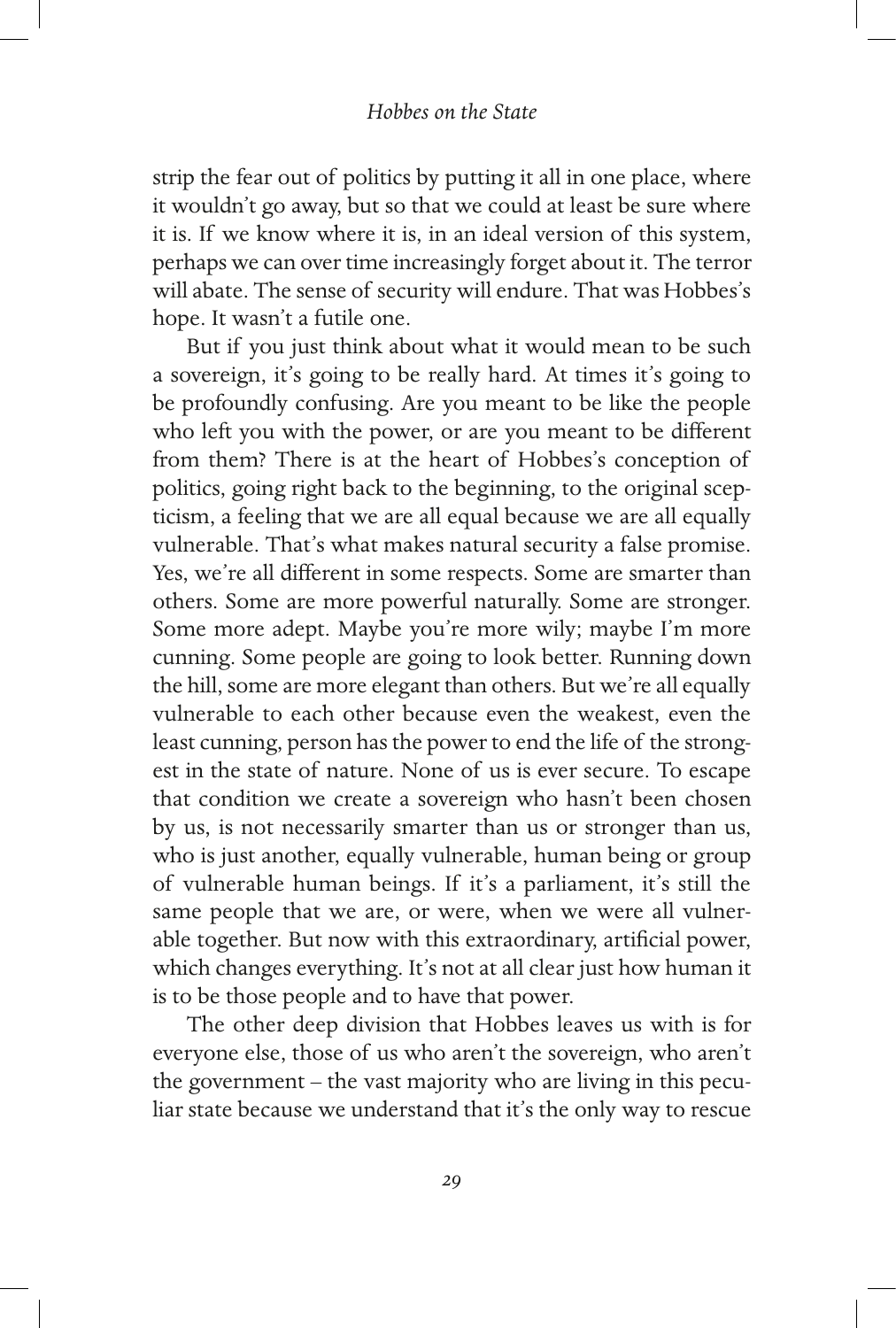strip the fear out of politics by putting it all in one place, where it wouldn't go away, but so that we could at least be sure where it is. If we know where it is, in an ideal version of this system, perhaps we can over time increasingly forget about it. The terror will abate. The sense of security will endure. That was Hobbes's hope. It wasn't a futile one.

But if you just think about what it would mean to be such a sovereign, it's going to be really hard. At times it's going to be profoundly confusing. Are you meant to be like the people who left you with the power, or are you meant to be different from them? There is at the heart of Hobbes's conception of politics, going right back to the beginning, to the original scepticism, a feeling that we are all equal because we are all equally vulnerable. That's what makes natural security a false promise. Yes, we're all different in some respects. Some are smarter than others. Some are more powerful naturally. Some are stronger. Some more adept. Maybe you're more wily; maybe I'm more cunning. Some people are going to look better. Running down the hill, some are more elegant than others. But we're all equally vulnerable to each other because even the weakest, even the least cunning, person has the power to end the life of the strongest in the state of nature. None of us is ever secure. To escape that condition we create a sovereign who hasn't been chosen by us, is not necessarily smarter than us or stronger than us, who is just another, equally vulnerable, human being or group of vulnerable human beings. If it's a parliament, it's still the same people that we are, or were, when we were all vulnerable together. But now with this extraordinary, artificial power, which changes everything. It's not at all clear just how human it is to be those people and to have that power.

The other deep division that Hobbes leaves us with is for everyone else, those of us who aren't the sovereign, who aren't the government – the vast majority who are living in this peculiar state because we understand that it's the only way to rescue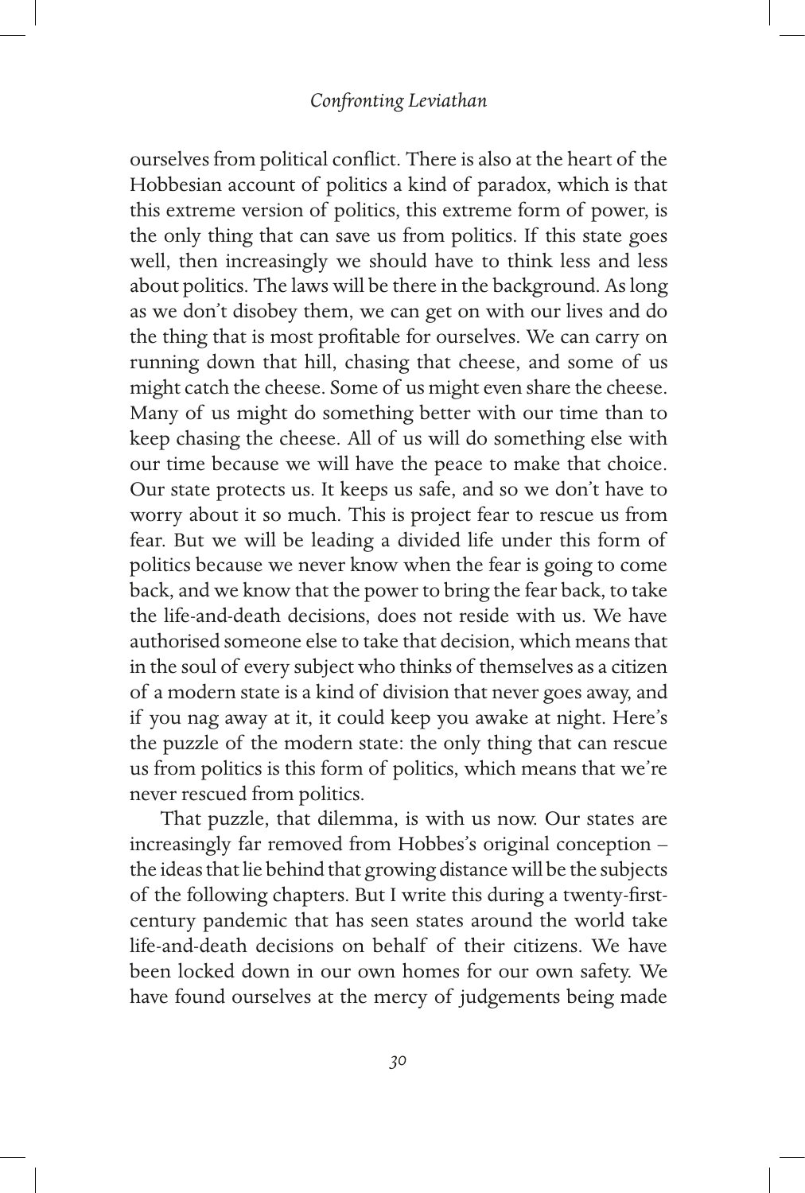ourselves from political conflict. There is also at the heart of the Hobbesian account of politics a kind of paradox, which is that this extreme version of politics, this extreme form of power, is the only thing that can save us from politics. If this state goes well, then increasingly we should have to think less and less about politics. The laws will be there in the background. As long as we don't disobey them, we can get on with our lives and do the thing that is most profitable for ourselves. We can carry on running down that hill, chasing that cheese, and some of us might catch the cheese. Some of us might even share the cheese. Many of us might do something better with our time than to keep chasing the cheese. All of us will do something else with our time because we will have the peace to make that choice. Our state protects us. It keeps us safe, and so we don't have to worry about it so much. This is project fear to rescue us from fear. But we will be leading a divided life under this form of politics because we never know when the fear is going to come back, and we know that the power to bring the fear back, to take the life-and-death decisions, does not reside with us. We have authorised someone else to take that decision, which means that in the soul of every subject who thinks of themselves as a citizen of a modern state is a kind of division that never goes away, and if you nag away at it, it could keep you awake at night. Here's the puzzle of the modern state: the only thing that can rescue us from politics is this form of politics, which means that we're never rescued from politics.

That puzzle, that dilemma, is with us now. Our states are increasingly far removed from Hobbes's original conception – the ideas that lie behind that growing distance will be the subjects of the following chapters. But I write this during a twenty-first-century pandemic that has seen states around the world take life-and-death decisions on behalf of their citizens. We have been locked down in our own homes for our own safety. We have found ourselves at the mercy of judgements being made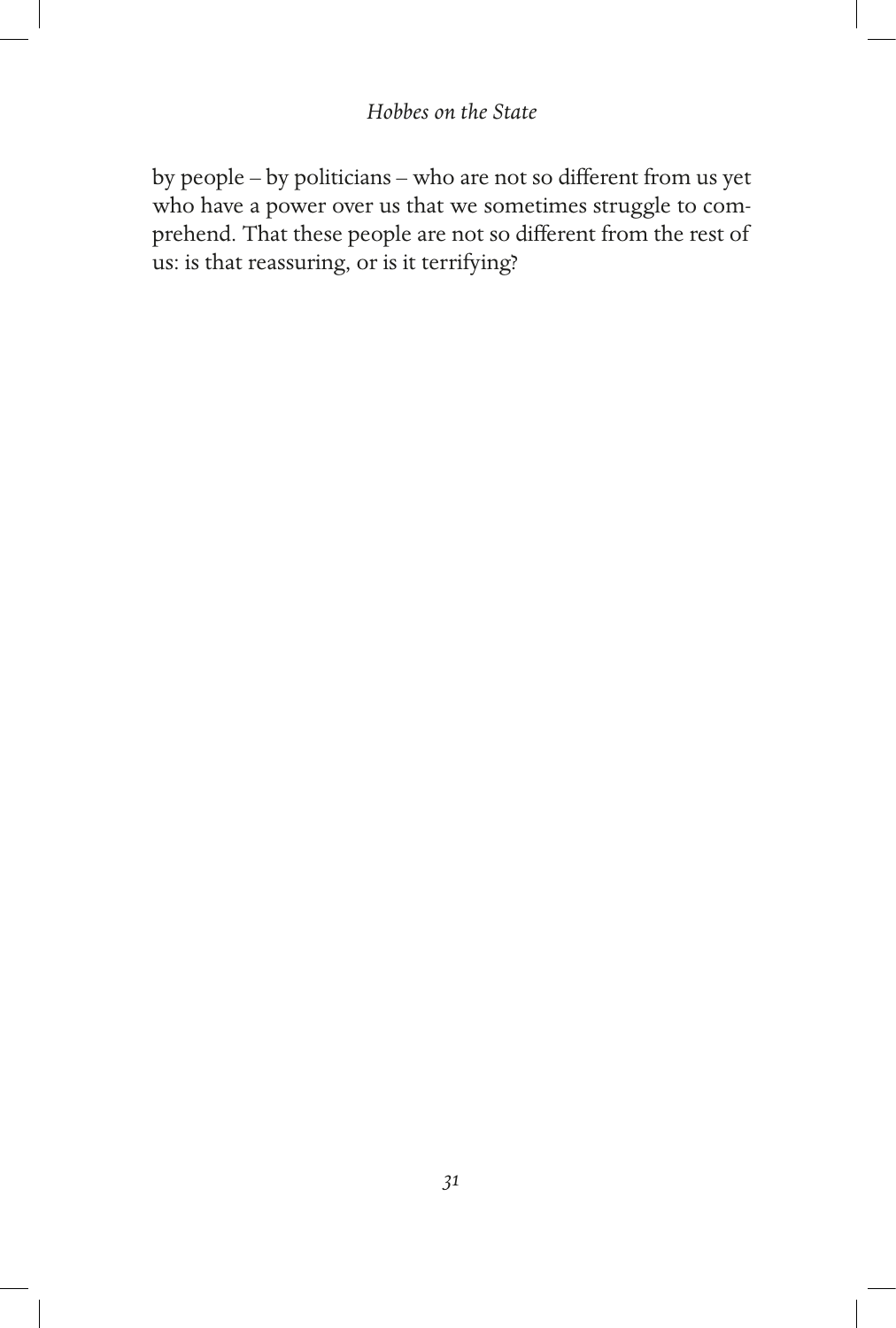by people – by politicians – who are not so different from us yet who have a power over us that we sometimes struggle to comprehend. That these people are not so different from the rest of us: is that reassuring, or is it terrifying?